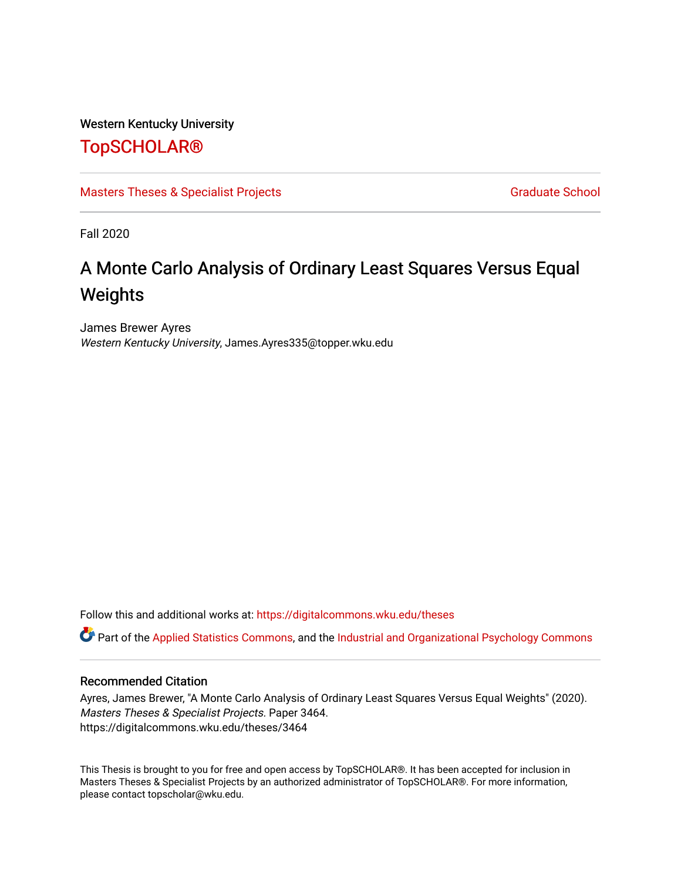Western Kentucky University

# TopSCHOLAR®

Masters Theses & Specialist Projects | Graduate School

Fall 2020

# A Monte Carlo Analysis of Ordinary Least Squares Versus Equal Weights

James Brewer Ayres
*Western Kentucky University*, James.Ayres335@topper.wku.edu

Follow this and additional works at: https://digitalcommons.wku.edu/theses

Part of the Applied Statistics Commons, and the Industrial and Organizational Psychology Commons

## Recommended Citation

Ayres, James Brewer, "A Monte Carlo Analysis of Ordinary Least Squares Versus Equal Weights" (2020). *Masters Theses & Specialist Projects*. Paper 3464.
https://digitalcommons.wku.edu/theses/3464

This Thesis is brought to you for free and open access by TopSCHOLAR®. It has been accepted for inclusion in Masters Theses & Specialist Projects by an authorized administrator of TopSCHOLAR®. For more information, please contact topscholar@wku.edu.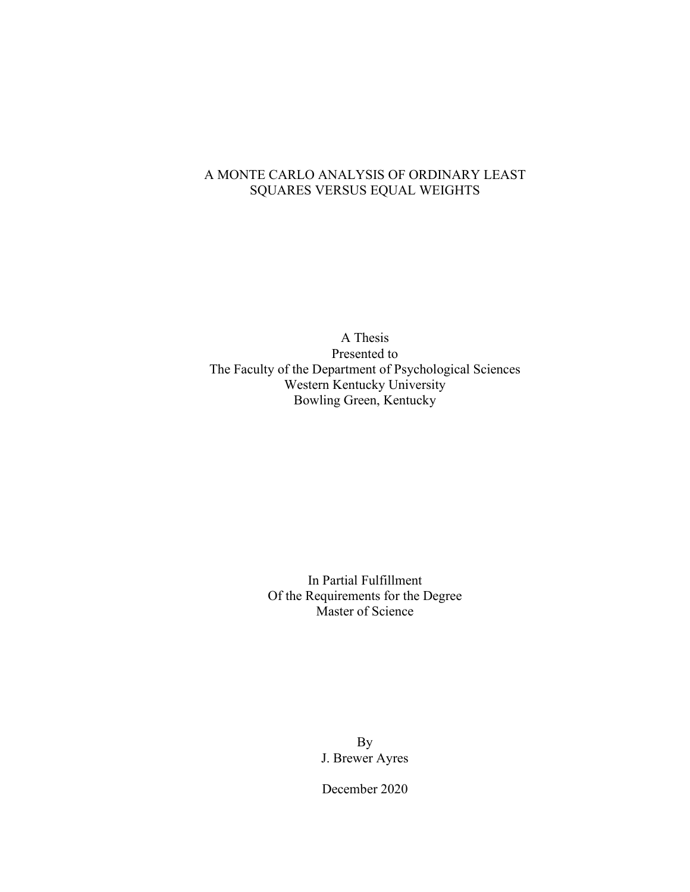# A MONTE CARLO ANALYSIS OF ORDINARY LEAST SQUARES VERSUS EQUAL WEIGHTS

A Thesis
Presented to
The Faculty of the Department of Psychological Sciences
Western Kentucky University
Bowling Green, Kentucky

In Partial Fulfillment
Of the Requirements for the Degree
Master of Science

By
J. Brewer Ayres

December 2020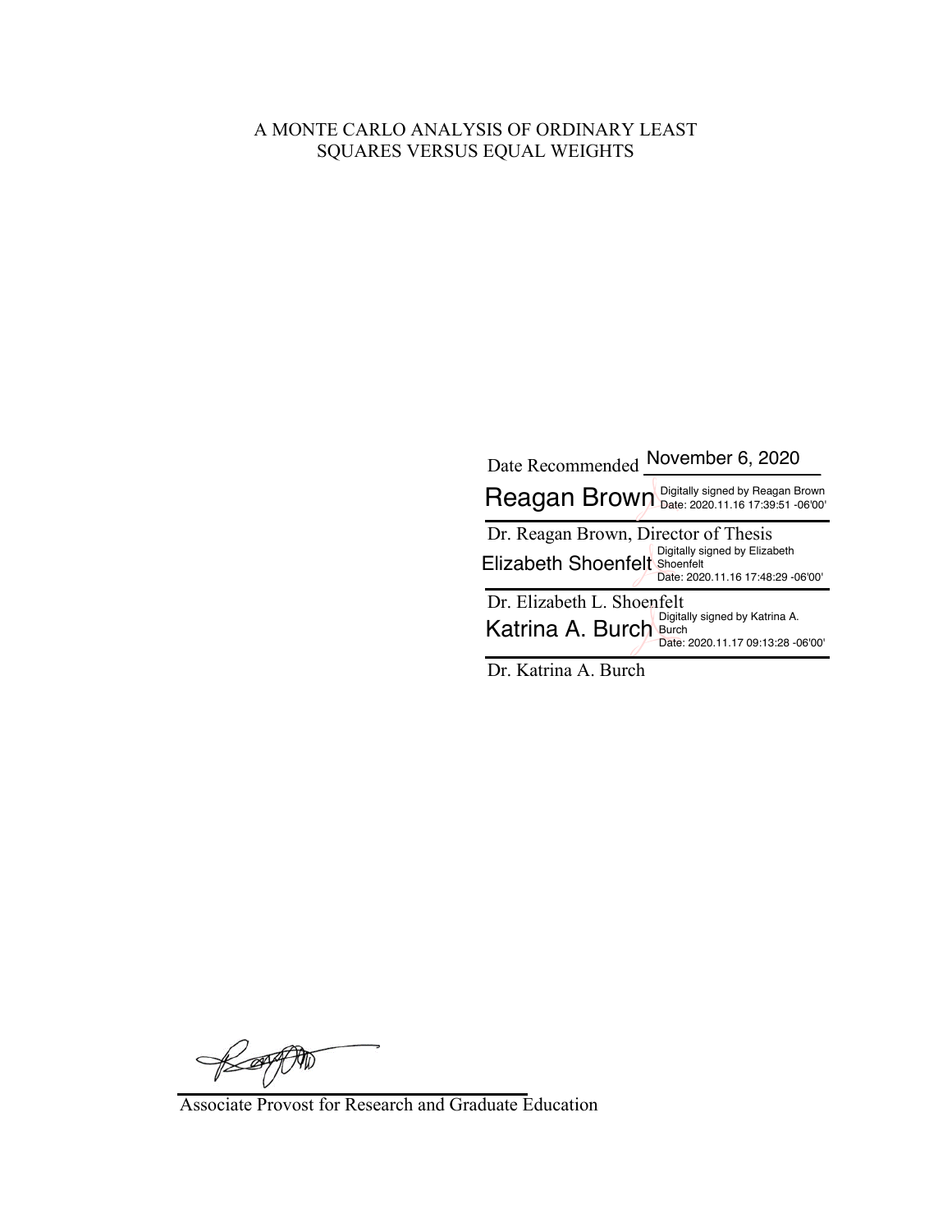A MONTE CARLO ANALYSIS OF ORDINARY LEAST SQUARES VERSUS EQUAL WEIGHTS

Date Recommended November 6, 2020

Reagan Brown Digitally signed by Reagan Brown Date: 2020.11.16 17:39:51 -06'00'

Dr. Reagan Brown, Director of Thesis

Elizabeth Shoenfelt Digitally signed by Elizabeth Shoenfelt Date: 2020.11.16 17:48:29 -06'00'

Dr. Elizabeth L. Shoenfelt

Katrina A. Burch Digitally signed by Katrina A. Burch Date: 2020.11.17 09:13:28 -06'00'

Dr. Katrina A. Burch

Associate Provost for Research and Graduate Education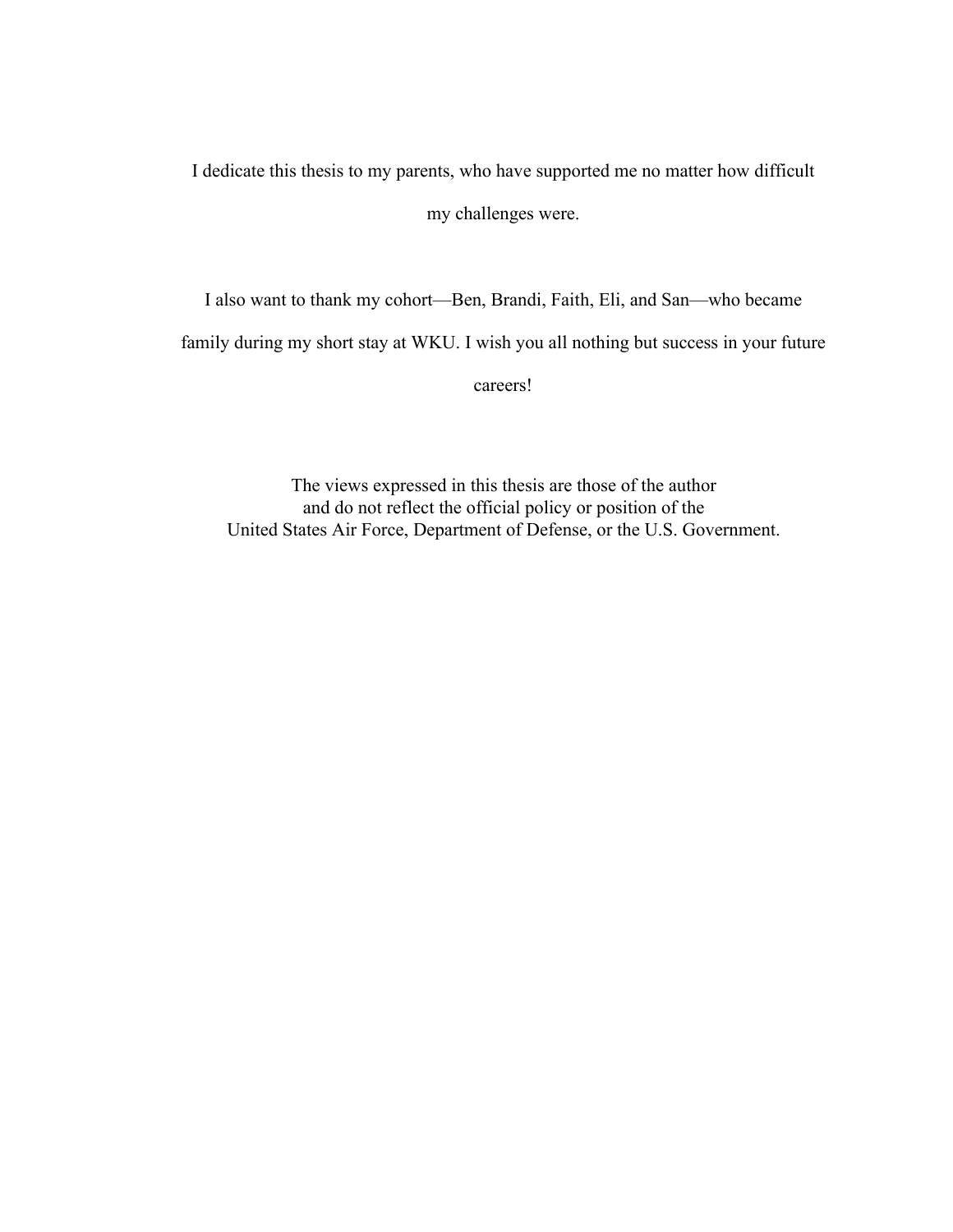I dedicate this thesis to my parents, who have supported me no matter how difficult my challenges were.

I also want to thank my cohort—Ben, Brandi, Faith, Eli, and San—who became family during my short stay at WKU. I wish you all nothing but success in your future careers!

The views expressed in this thesis are those of the author
and do not reflect the official policy or position of the
United States Air Force, Department of Defense, or the U.S. Government.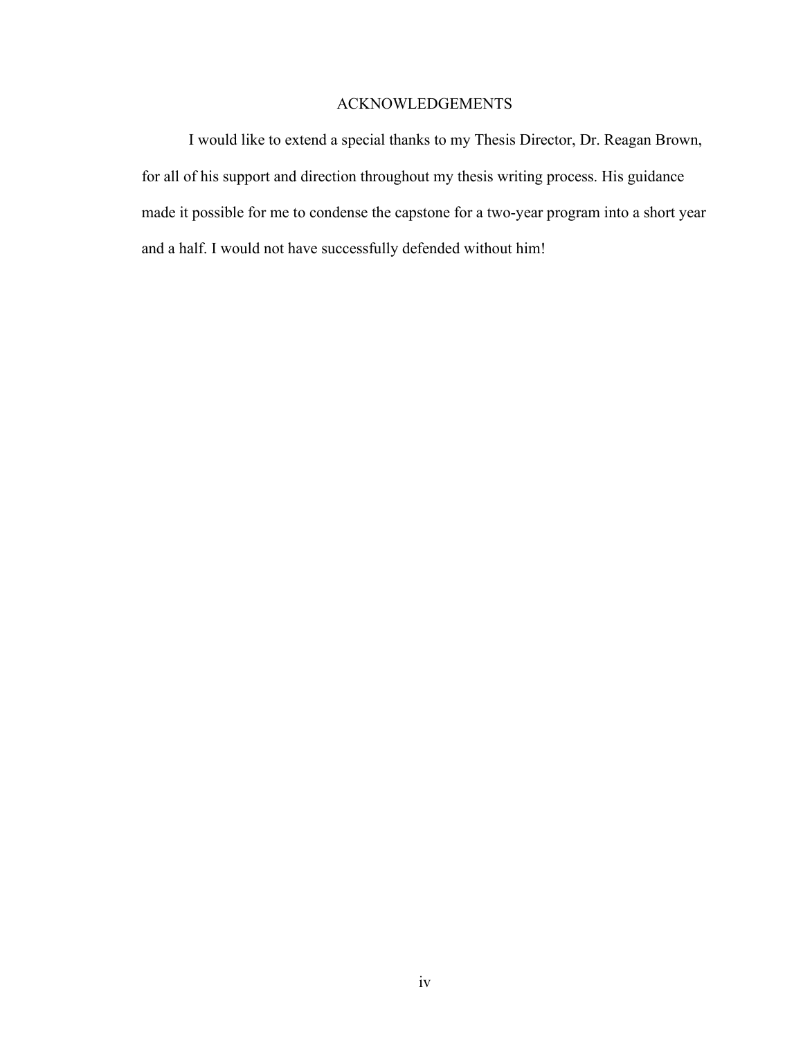# ACKNOWLEDGEMENTS

I would like to extend a special thanks to my Thesis Director, Dr. Reagan Brown, for all of his support and direction throughout my thesis writing process. His guidance made it possible for me to condense the capstone for a two-year program into a short year and a half. I would not have successfully defended without him!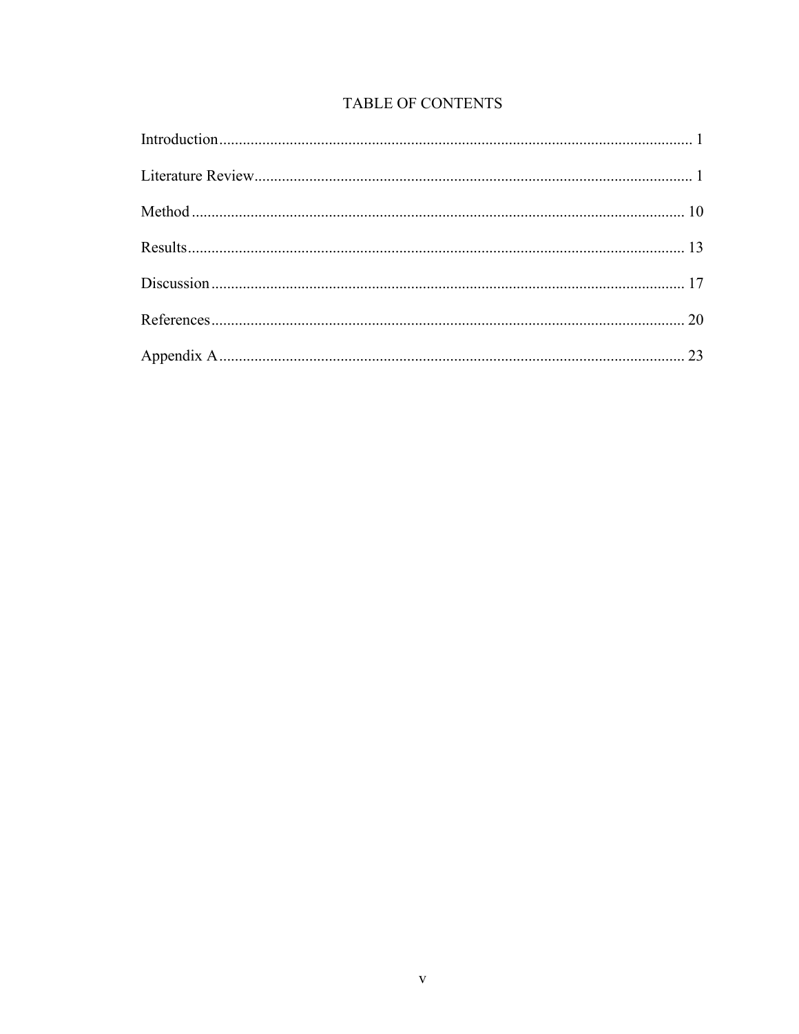# TABLE OF CONTENTS

Introduction........................................................................................................................ 1

Literature Review................................................................................................................ 1

Method ............................................................................................................................... 10

Results................................................................................................................................ 13

Discussion .......................................................................................................................... 17

References.......................................................................................................................... 20

Appendix A ........................................................................................................................ 23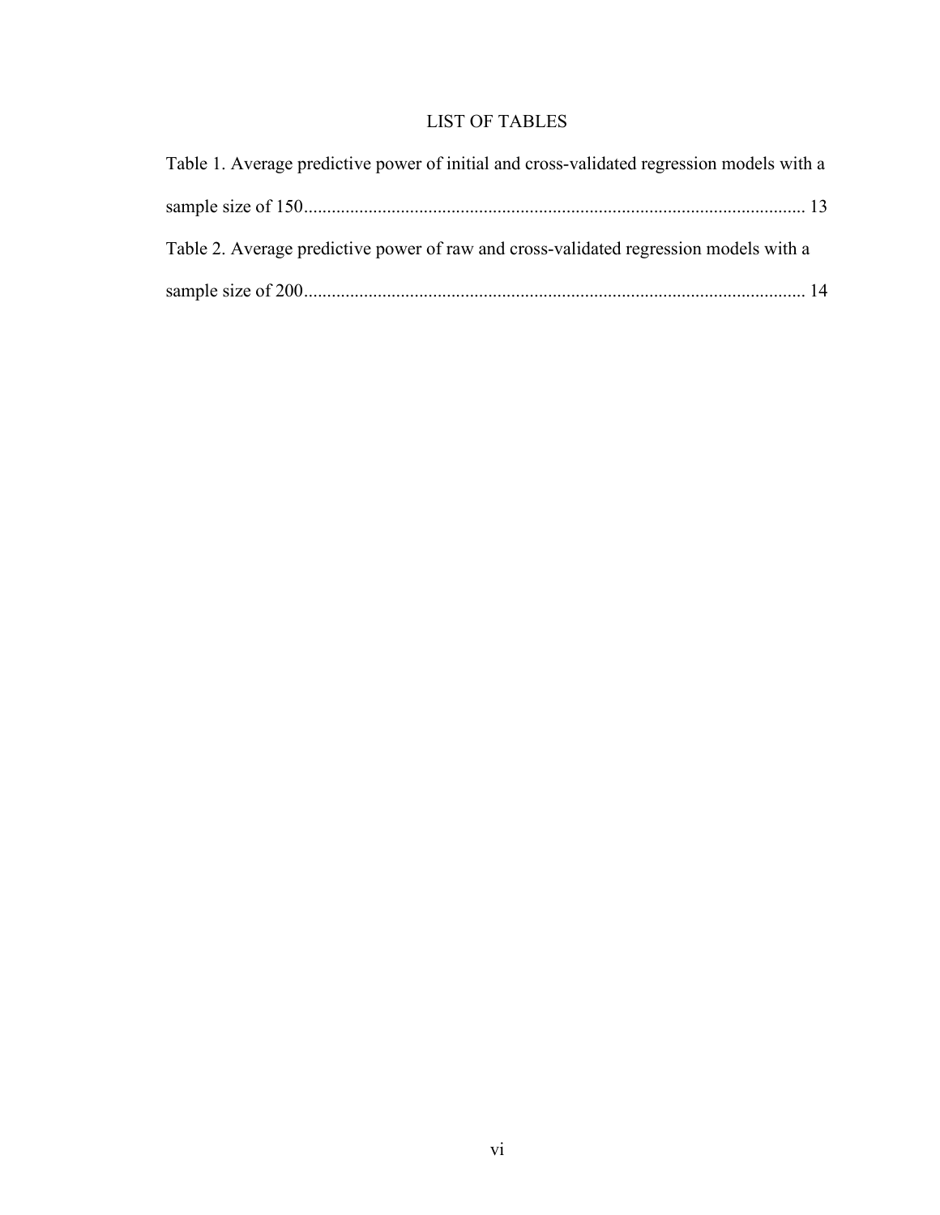# LIST OF TABLES

Table 1. Average predictive power of initial and cross-validated regression models with a sample size of 150 ............................................................................................................ 13

Table 2. Average predictive power of raw and cross-validated regression models with a sample size of 200 ............................................................................................................ 14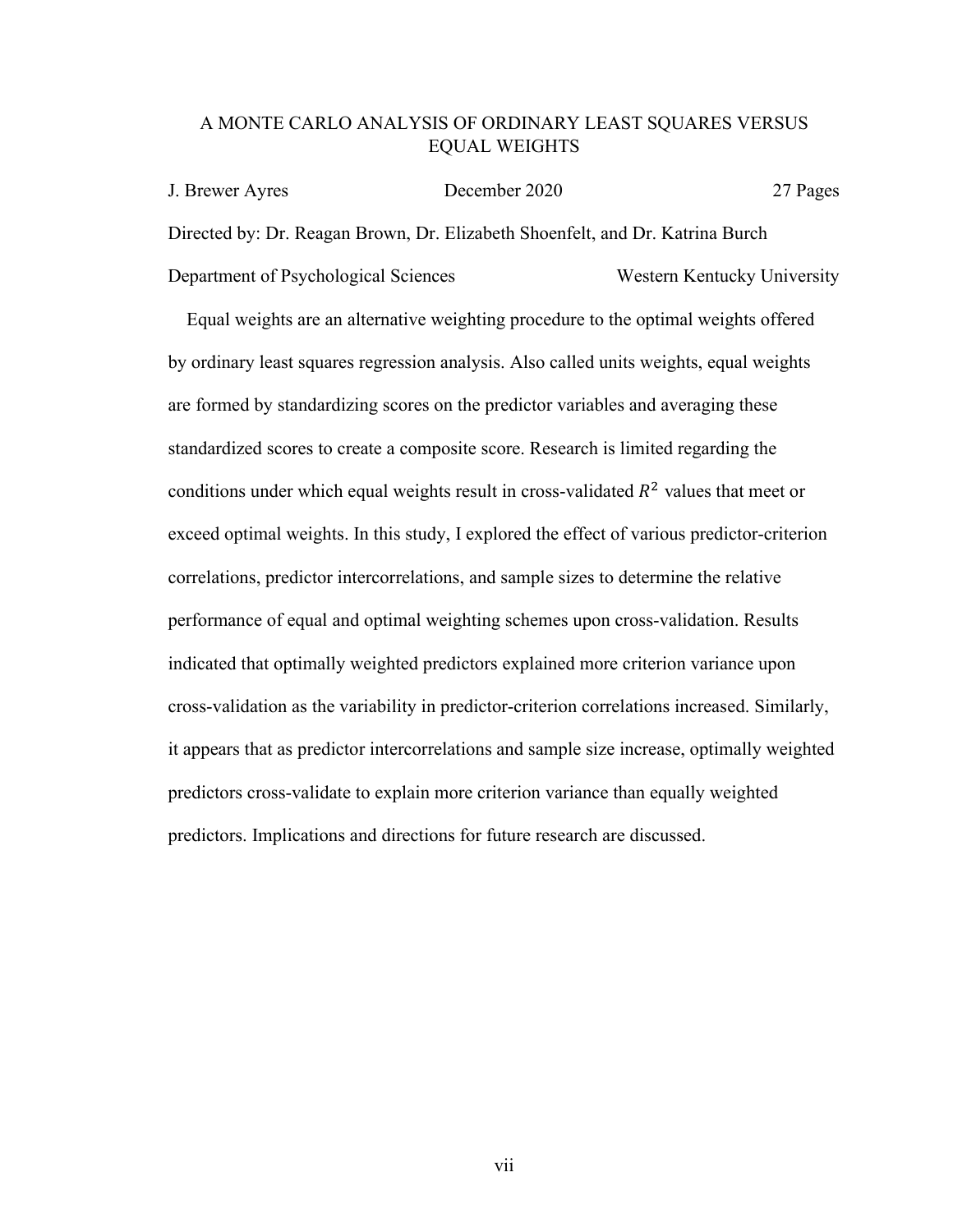# A MONTE CARLO ANALYSIS OF ORDINARY LEAST SQUARES VERSUS EQUAL WEIGHTS

J. Brewer Ayres | December 2020 | 27 Pages

Directed by: Dr. Reagan Brown, Dr. Elizabeth Shoenfelt, and Dr. Katrina Burch

Department of Psychological Sciences | Western Kentucky University

Equal weights are an alternative weighting procedure to the optimal weights offered by ordinary least squares regression analysis. Also called units weights, equal weights are formed by standardizing scores on the predictor variables and averaging these standardized scores to create a composite score. Research is limited regarding the conditions under which equal weights result in cross-validated $R^2$ values that meet or exceed optimal weights. In this study, I explored the effect of various predictor-criterion correlations, predictor intercorrelations, and sample sizes to determine the relative performance of equal and optimal weighting schemes upon cross-validation. Results indicated that optimally weighted predictors explained more criterion variance upon cross-validation as the variability in predictor-criterion correlations increased. Similarly, it appears that as predictor intercorrelations and sample size increase, optimally weighted predictors cross-validate to explain more criterion variance than equally weighted predictors. Implications and directions for future research are discussed.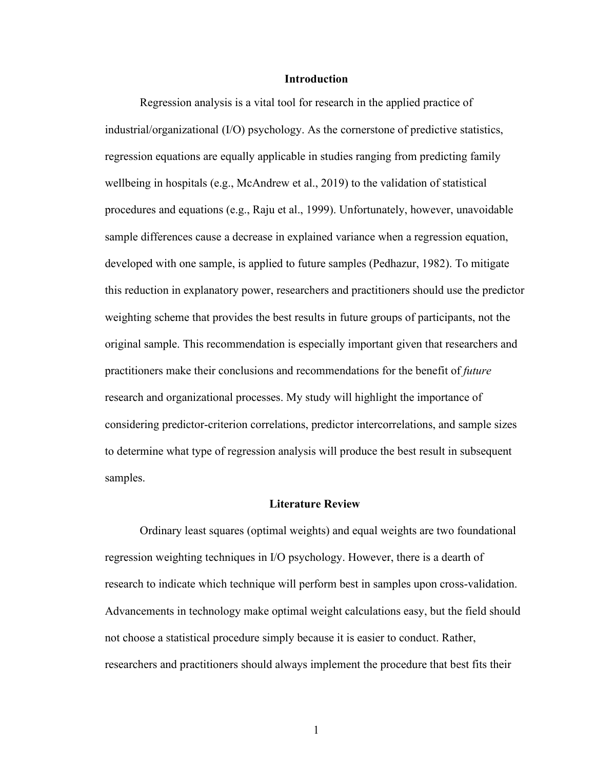## Introduction

Regression analysis is a vital tool for research in the applied practice of industrial/organizational (I/O) psychology. As the cornerstone of predictive statistics, regression equations are equally applicable in studies ranging from predicting family wellbeing in hospitals (e.g., McAndrew et al., 2019) to the validation of statistical procedures and equations (e.g., Raju et al., 1999). Unfortunately, however, unavoidable sample differences cause a decrease in explained variance when a regression equation, developed with one sample, is applied to future samples (Pedhazur, 1982). To mitigate this reduction in explanatory power, researchers and practitioners should use the predictor weighting scheme that provides the best results in future groups of participants, not the original sample. This recommendation is especially important given that researchers and practitioners make their conclusions and recommendations for the benefit of *future* research and organizational processes. My study will highlight the importance of considering predictor-criterion correlations, predictor intercorrelations, and sample sizes to determine what type of regression analysis will produce the best result in subsequent samples.

## Literature Review

Ordinary least squares (optimal weights) and equal weights are two foundational regression weighting techniques in I/O psychology. However, there is a dearth of research to indicate which technique will perform best in samples upon cross-validation. Advancements in technology make optimal weight calculations easy, but the field should not choose a statistical procedure simply because it is easier to conduct. Rather, researchers and practitioners should always implement the procedure that best fits their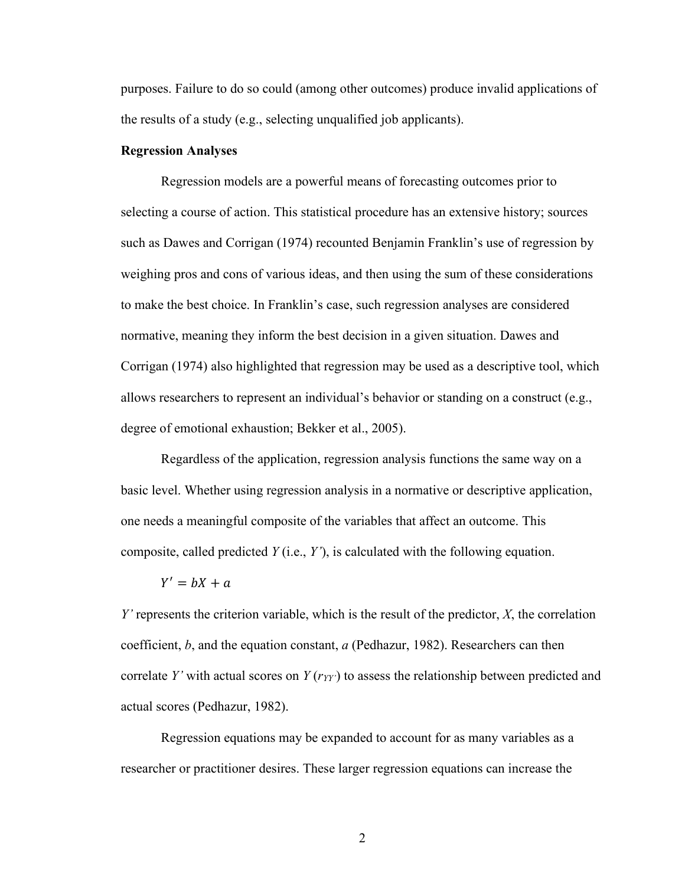purposes. Failure to do so could (among other outcomes) produce invalid applications of the results of a study (e.g., selecting unqualified job applicants).

**Regression Analyses**

Regression models are a powerful means of forecasting outcomes prior to selecting a course of action. This statistical procedure has an extensive history; sources such as Dawes and Corrigan (1974) recounted Benjamin Franklin's use of regression by weighing pros and cons of various ideas, and then using the sum of these considerations to make the best choice. In Franklin's case, such regression analyses are considered normative, meaning they inform the best decision in a given situation. Dawes and Corrigan (1974) also highlighted that regression may be used as a descriptive tool, which allows researchers to represent an individual's behavior or standing on a construct (e.g., degree of emotional exhaustion; Bekker et al., 2005).

Regardless of the application, regression analysis functions the same way on a basic level. Whether using regression analysis in a normative or descriptive application, one needs a meaningful composite of the variables that affect an outcome. This composite, called predicted $Y$ (i.e., $Y'$), is calculated with the following equation.

$$Y' = bX + a$$

$Y'$ represents the criterion variable, which is the result of the predictor, $X$, the correlation coefficient, $b$, and the equation constant, $a$ (Pedhazur, 1982). Researchers can then correlate $Y'$ with actual scores on $Y$ ($r_{YY'}$) to assess the relationship between predicted and actual scores (Pedhazur, 1982).

Regression equations may be expanded to account for as many variables as a researcher or practitioner desires. These larger regression equations can increase the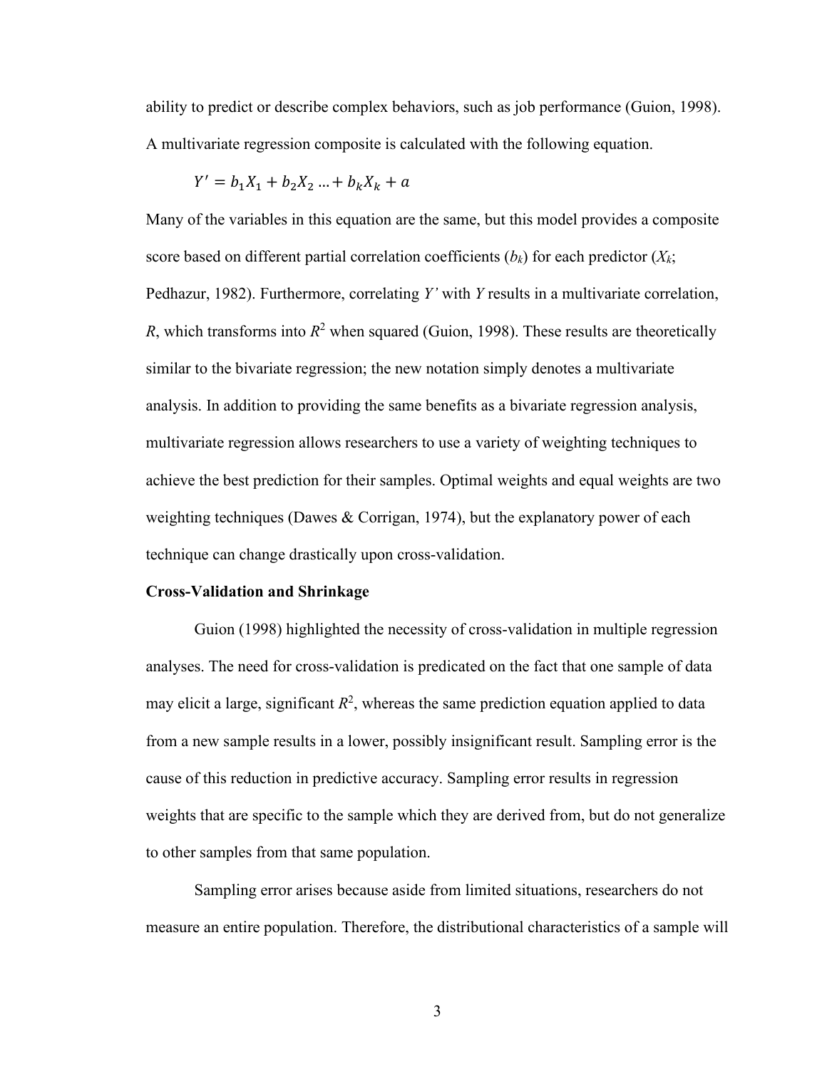ability to predict or describe complex behaviors, such as job performance (Guion, 1998). A multivariate regression composite is calculated with the following equation.

$$Y' = b_1X_1 + b_2X_2 \ldots + b_kX_k + a$$

Many of the variables in this equation are the same, but this model provides a composite score based on different partial correlation coefficients ($b_k$) for each predictor ($X_k$; Pedhazur, 1982). Furthermore, correlating $Y'$ with $Y$ results in a multivariate correlation, $R$, which transforms into $R^2$ when squared (Guion, 1998). These results are theoretically similar to the bivariate regression; the new notation simply denotes a multivariate analysis. In addition to providing the same benefits as a bivariate regression analysis, multivariate regression allows researchers to use a variety of weighting techniques to achieve the best prediction for their samples. Optimal weights and equal weights are two weighting techniques (Dawes & Corrigan, 1974), but the explanatory power of each technique can change drastically upon cross-validation.

**Cross-Validation and Shrinkage**

Guion (1998) highlighted the necessity of cross-validation in multiple regression analyses. The need for cross-validation is predicated on the fact that one sample of data may elicit a large, significant $R^2$, whereas the same prediction equation applied to data from a new sample results in a lower, possibly insignificant result. Sampling error is the cause of this reduction in predictive accuracy. Sampling error results in regression weights that are specific to the sample which they are derived from, but do not generalize to other samples from that same population.

Sampling error arises because aside from limited situations, researchers do not measure an entire population. Therefore, the distributional characteristics of a sample will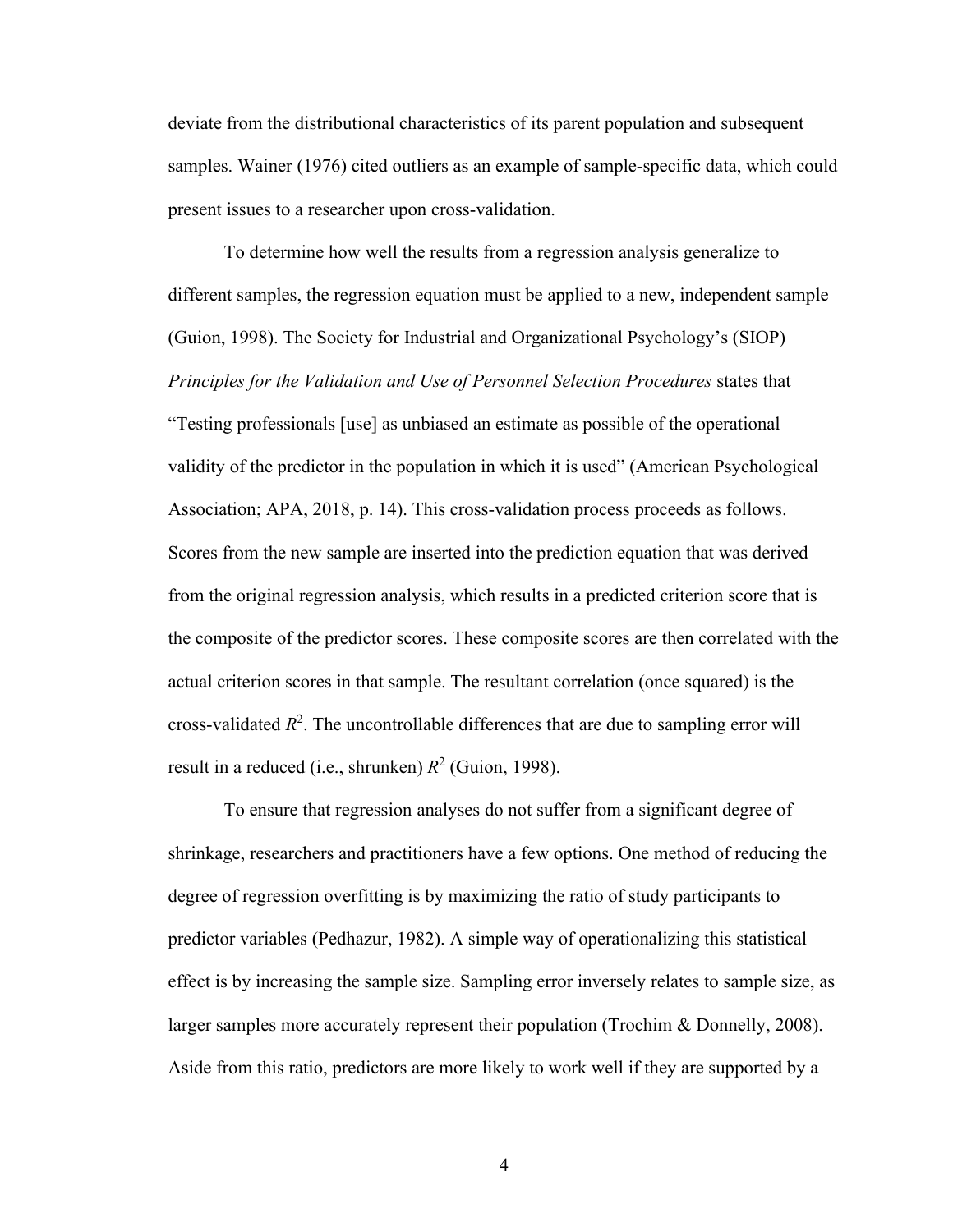deviate from the distributional characteristics of its parent population and subsequent samples. Wainer (1976) cited outliers as an example of sample-specific data, which could present issues to a researcher upon cross-validation.

To determine how well the results from a regression analysis generalize to different samples, the regression equation must be applied to a new, independent sample (Guion, 1998). The Society for Industrial and Organizational Psychology's (SIOP) *Principles for the Validation and Use of Personnel Selection Procedures* states that "Testing professionals [use] as unbiased an estimate as possible of the operational validity of the predictor in the population in which it is used" (American Psychological Association; APA, 2018, p. 14). This cross-validation process proceeds as follows. Scores from the new sample are inserted into the prediction equation that was derived from the original regression analysis, which results in a predicted criterion score that is the composite of the predictor scores. These composite scores are then correlated with the actual criterion scores in that sample. The resultant correlation (once squared) is the cross-validated $R^2$. The uncontrollable differences that are due to sampling error will result in a reduced (i.e., shrunken) $R^2$ (Guion, 1998).

To ensure that regression analyses do not suffer from a significant degree of shrinkage, researchers and practitioners have a few options. One method of reducing the degree of regression overfitting is by maximizing the ratio of study participants to predictor variables (Pedhazur, 1982). A simple way of operationalizing this statistical effect is by increasing the sample size. Sampling error inversely relates to sample size, as larger samples more accurately represent their population (Trochim & Donnelly, 2008). Aside from this ratio, predictors are more likely to work well if they are supported by a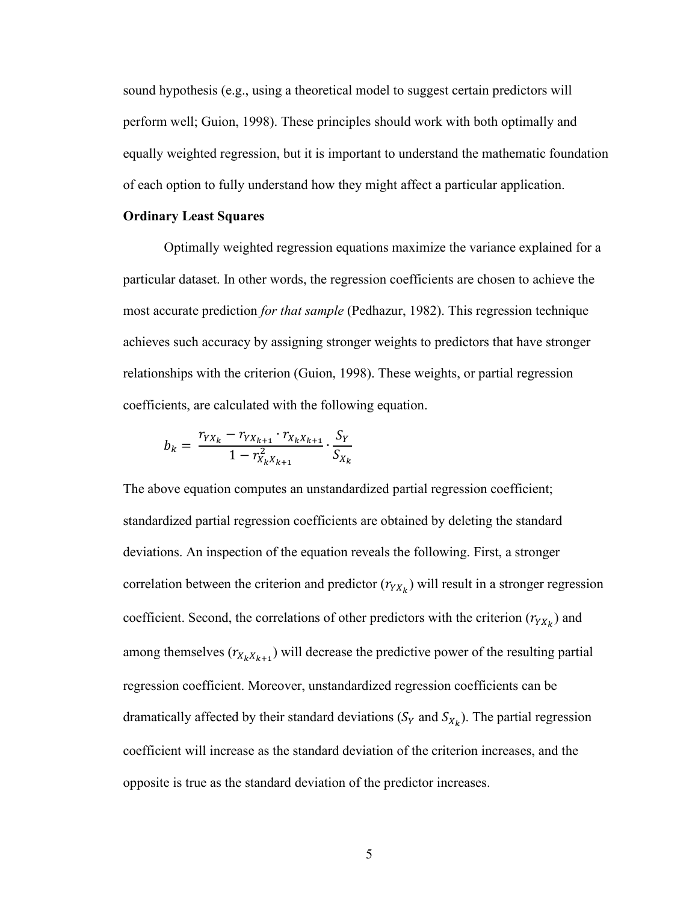sound hypothesis (e.g., using a theoretical model to suggest certain predictors will perform well; Guion, 1998). These principles should work with both optimally and equally weighted regression, but it is important to understand the mathematic foundation of each option to fully understand how they might affect a particular application.

**Ordinary Least Squares**

Optimally weighted regression equations maximize the variance explained for a particular dataset. In other words, the regression coefficients are chosen to achieve the most accurate prediction *for that sample* (Pedhazur, 1982). This regression technique achieves such accuracy by assigning stronger weights to predictors that have stronger relationships with the criterion (Guion, 1998). These weights, or partial regression coefficients, are calculated with the following equation.

$$b_k = \frac{r_{YX_k} - r_{YX_{k+1}} \cdot r_{X_k X_{k+1}}}{1 - r^2_{X_k X_{k+1}}} \cdot \frac{S_Y}{S_{X_k}}$$

The above equation computes an unstandardized partial regression coefficient; standardized partial regression coefficients are obtained by deleting the standard deviations. An inspection of the equation reveals the following. First, a stronger correlation between the criterion and predictor ($r_{YX_k}$) will result in a stronger regression coefficient. Second, the correlations of other predictors with the criterion ($r_{YX_k}$) and among themselves ($r_{X_k X_{k+1}}$) will decrease the predictive power of the resulting partial regression coefficient. Moreover, unstandardized regression coefficients can be dramatically affected by their standard deviations ($S_Y$ and $S_{X_k}$). The partial regression coefficient will increase as the standard deviation of the criterion increases, and the opposite is true as the standard deviation of the predictor increases.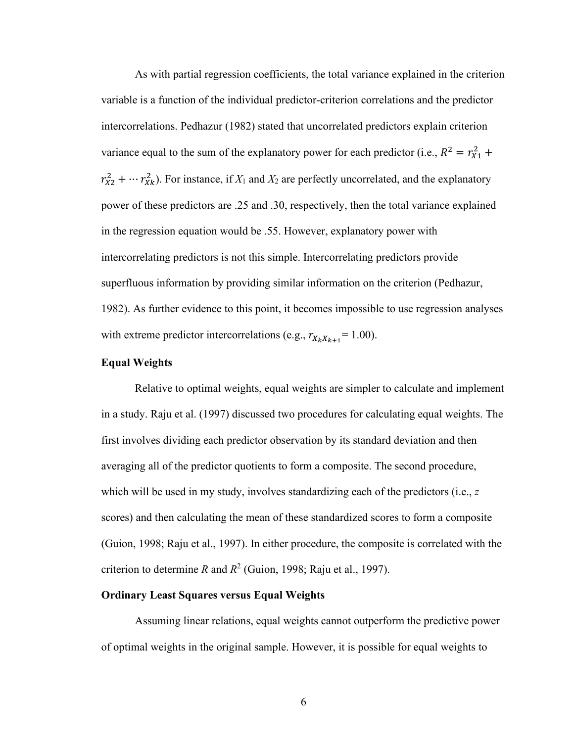As with partial regression coefficients, the total variance explained in the criterion variable is a function of the individual predictor-criterion correlations and the predictor intercorrelations. Pedhazur (1982) stated that uncorrelated predictors explain criterion variance equal to the sum of the explanatory power for each predictor (i.e., $R^2 = r_{X1}^2 + r_{X2}^2 + \cdots r_{Xk}^2$). For instance, if $X_1$ and $X_2$ are perfectly uncorrelated, and the explanatory power of these predictors are .25 and .30, respectively, then the total variance explained in the regression equation would be .55. However, explanatory power with intercorrelating predictors is not this simple. Intercorrelating predictors provide superfluous information by providing similar information on the criterion (Pedhazur, 1982). As further evidence to this point, it becomes impossible to use regression analyses with extreme predictor intercorrelations (e.g., $r_{X_k X_{k+1}} = 1.00$).

**Equal Weights**

Relative to optimal weights, equal weights are simpler to calculate and implement in a study. Raju et al. (1997) discussed two procedures for calculating equal weights. The first involves dividing each predictor observation by its standard deviation and then averaging all of the predictor quotients to form a composite. The second procedure, which will be used in my study, involves standardizing each of the predictors (i.e., *z* scores) and then calculating the mean of these standardized scores to form a composite (Guion, 1998; Raju et al., 1997). In either procedure, the composite is correlated with the criterion to determine $R$ and $R^2$ (Guion, 1998; Raju et al., 1997).

**Ordinary Least Squares versus Equal Weights**

Assuming linear relations, equal weights cannot outperform the predictive power of optimal weights in the original sample. However, it is possible for equal weights to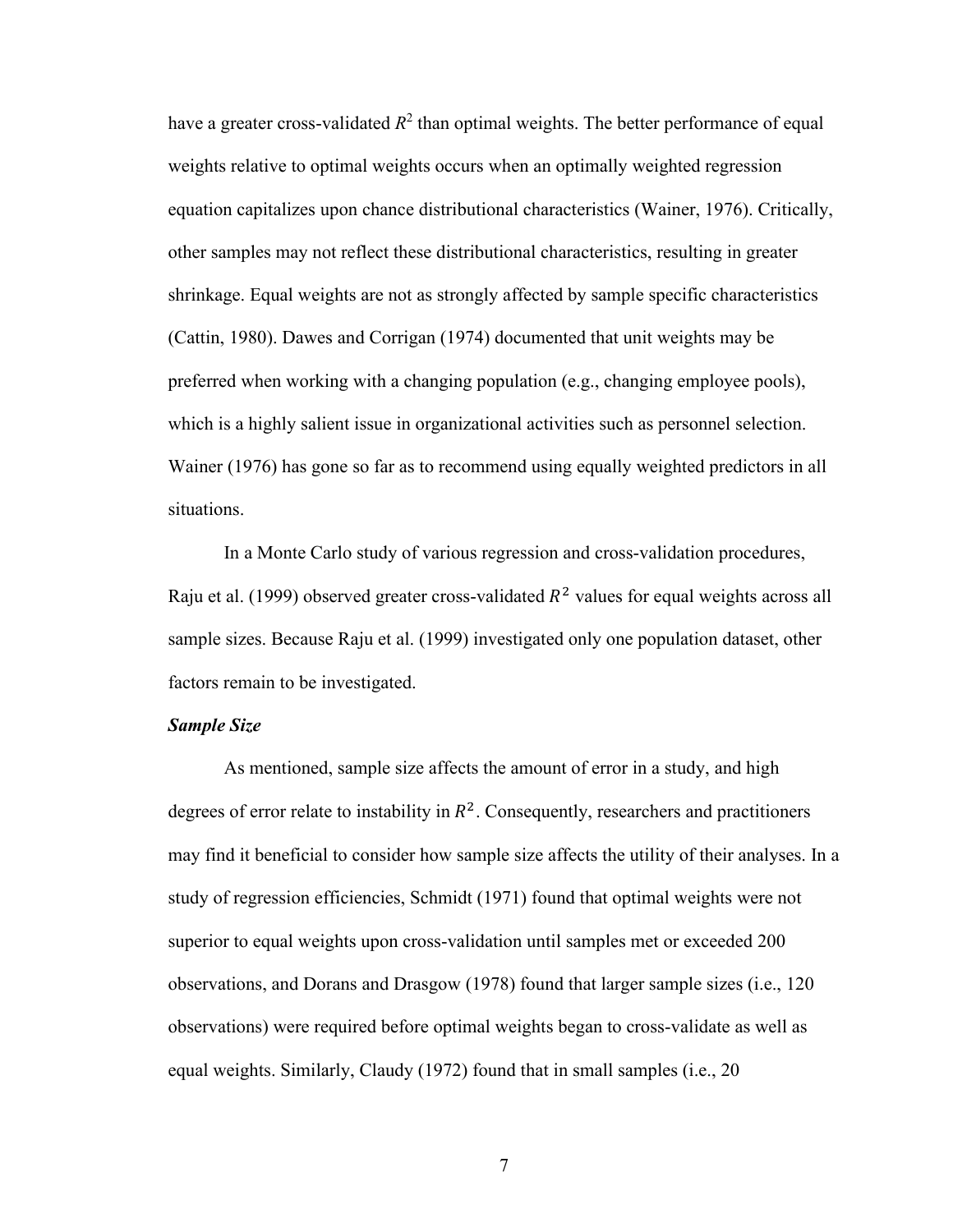have a greater cross-validated $R^2$ than optimal weights. The better performance of equal weights relative to optimal weights occurs when an optimally weighted regression equation capitalizes upon chance distributional characteristics (Wainer, 1976). Critically, other samples may not reflect these distributional characteristics, resulting in greater shrinkage. Equal weights are not as strongly affected by sample specific characteristics (Cattin, 1980). Dawes and Corrigan (1974) documented that unit weights may be preferred when working with a changing population (e.g., changing employee pools), which is a highly salient issue in organizational activities such as personnel selection. Wainer (1976) has gone so far as to recommend using equally weighted predictors in all situations.

In a Monte Carlo study of various regression and cross-validation procedures, Raju et al. (1999) observed greater cross-validated $R^2$ values for equal weights across all sample sizes. Because Raju et al. (1999) investigated only one population dataset, other factors remain to be investigated.

### *Sample Size*

As mentioned, sample size affects the amount of error in a study, and high degrees of error relate to instability in $R^2$. Consequently, researchers and practitioners may find it beneficial to consider how sample size affects the utility of their analyses. In a study of regression efficiencies, Schmidt (1971) found that optimal weights were not superior to equal weights upon cross-validation until samples met or exceeded 200 observations, and Dorans and Drasgow (1978) found that larger sample sizes (i.e., 120 observations) were required before optimal weights began to cross-validate as well as equal weights. Similarly, Claudy (1972) found that in small samples (i.e., 20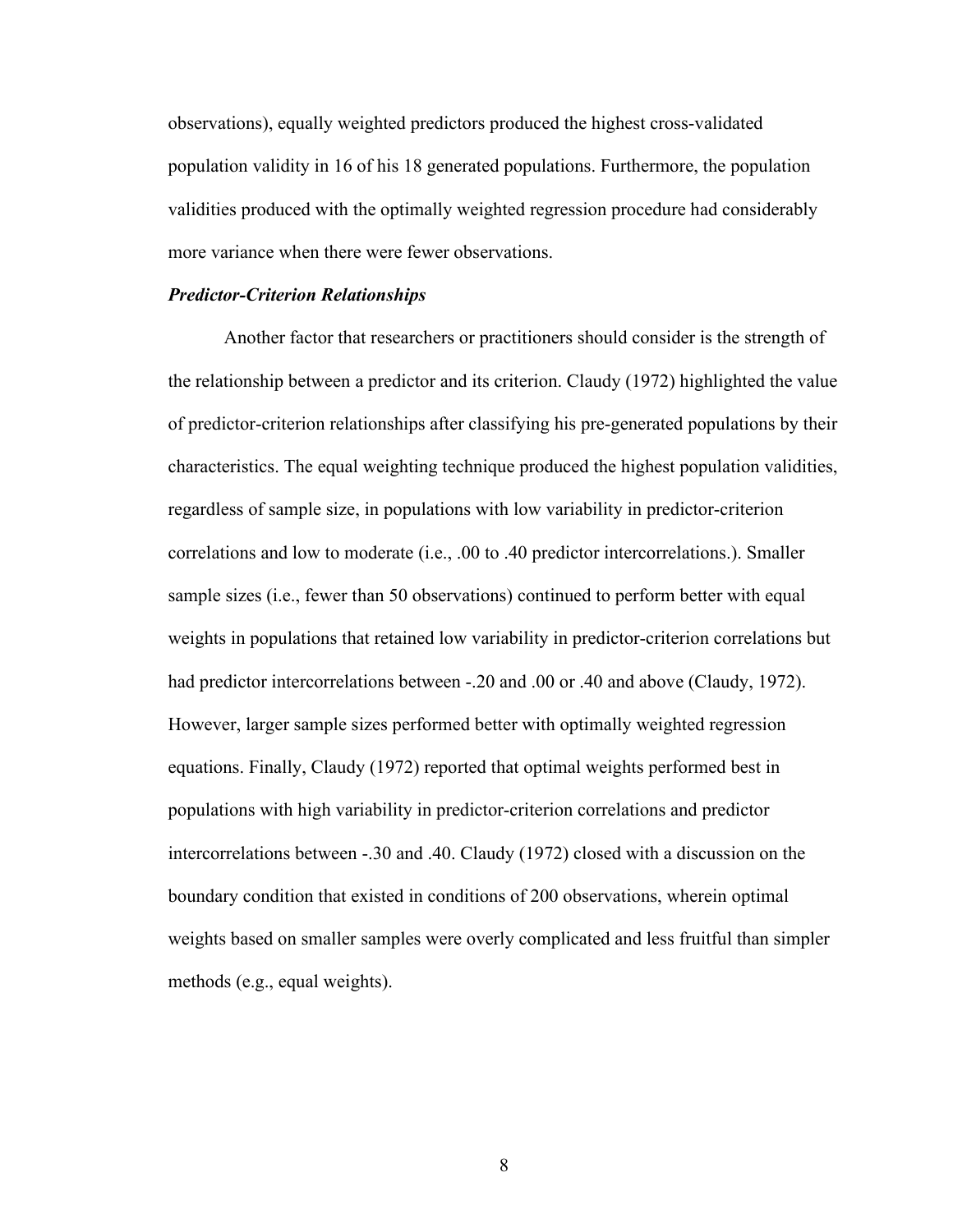observations), equally weighted predictors produced the highest cross-validated population validity in 16 of his 18 generated populations. Furthermore, the population validities produced with the optimally weighted regression procedure had considerably more variance when there were fewer observations.

### *Predictor-Criterion Relationships*

Another factor that researchers or practitioners should consider is the strength of the relationship between a predictor and its criterion. Claudy (1972) highlighted the value of predictor-criterion relationships after classifying his pre-generated populations by their characteristics. The equal weighting technique produced the highest population validities, regardless of sample size, in populations with low variability in predictor-criterion correlations and low to moderate (i.e., .00 to .40 predictor intercorrelations.). Smaller sample sizes (i.e., fewer than 50 observations) continued to perform better with equal weights in populations that retained low variability in predictor-criterion correlations but had predictor intercorrelations between -.20 and .00 or .40 and above (Claudy, 1972). However, larger sample sizes performed better with optimally weighted regression equations. Finally, Claudy (1972) reported that optimal weights performed best in populations with high variability in predictor-criterion correlations and predictor intercorrelations between -.30 and .40. Claudy (1972) closed with a discussion on the boundary condition that existed in conditions of 200 observations, wherein optimal weights based on smaller samples were overly complicated and less fruitful than simpler methods (e.g., equal weights).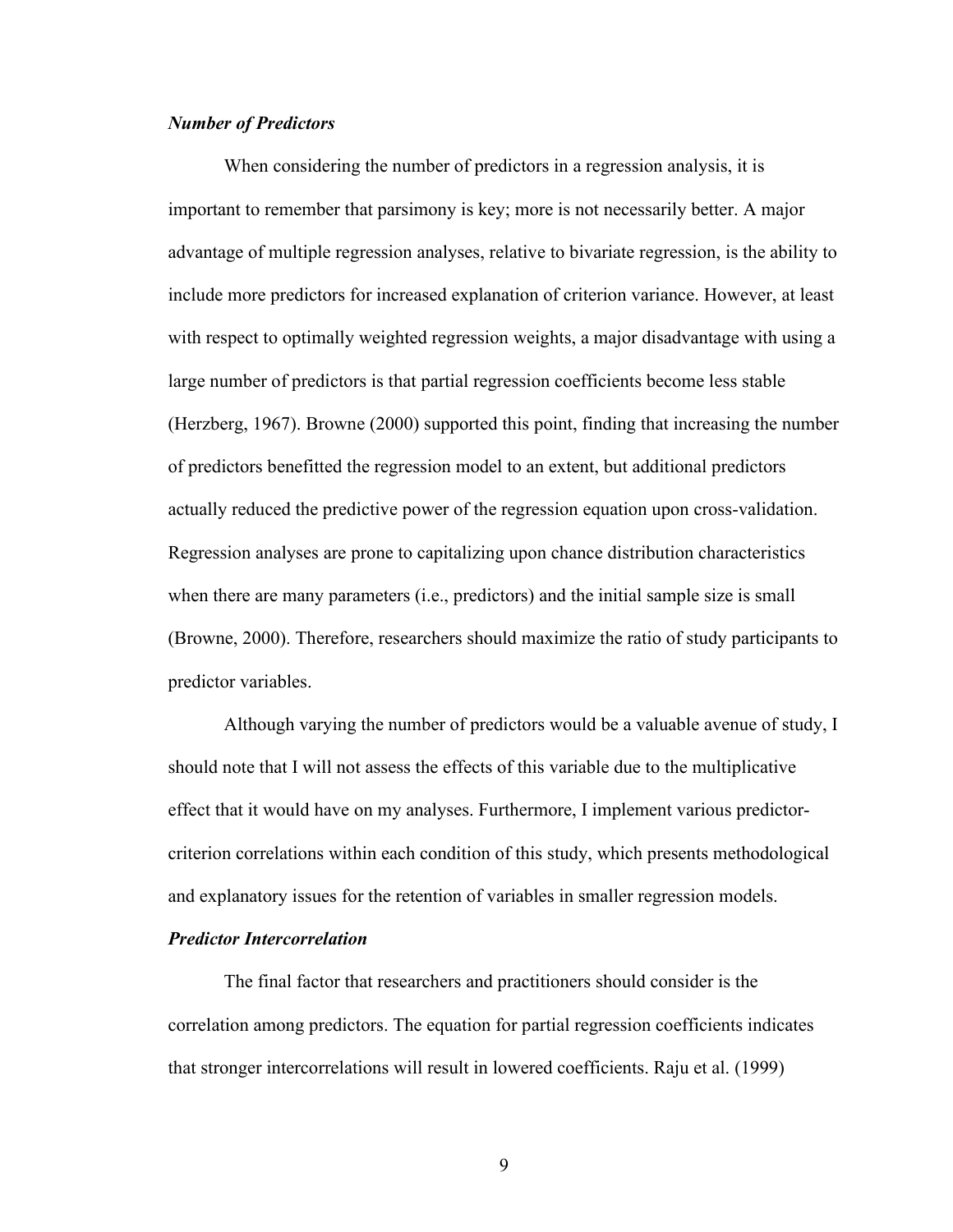### *Number of Predictors*

When considering the number of predictors in a regression analysis, it is important to remember that parsimony is key; more is not necessarily better. A major advantage of multiple regression analyses, relative to bivariate regression, is the ability to include more predictors for increased explanation of criterion variance. However, at least with respect to optimally weighted regression weights, a major disadvantage with using a large number of predictors is that partial regression coefficients become less stable (Herzberg, 1967). Browne (2000) supported this point, finding that increasing the number of predictors benefitted the regression model to an extent, but additional predictors actually reduced the predictive power of the regression equation upon cross-validation. Regression analyses are prone to capitalizing upon chance distribution characteristics when there are many parameters (i.e., predictors) and the initial sample size is small (Browne, 2000). Therefore, researchers should maximize the ratio of study participants to predictor variables.

Although varying the number of predictors would be a valuable avenue of study, I should note that I will not assess the effects of this variable due to the multiplicative effect that it would have on my analyses. Furthermore, I implement various predictor-criterion correlations within each condition of this study, which presents methodological and explanatory issues for the retention of variables in smaller regression models.

### *Predictor Intercorrelation*

The final factor that researchers and practitioners should consider is the correlation among predictors. The equation for partial regression coefficients indicates that stronger intercorrelations will result in lowered coefficients. Raju et al. (1999)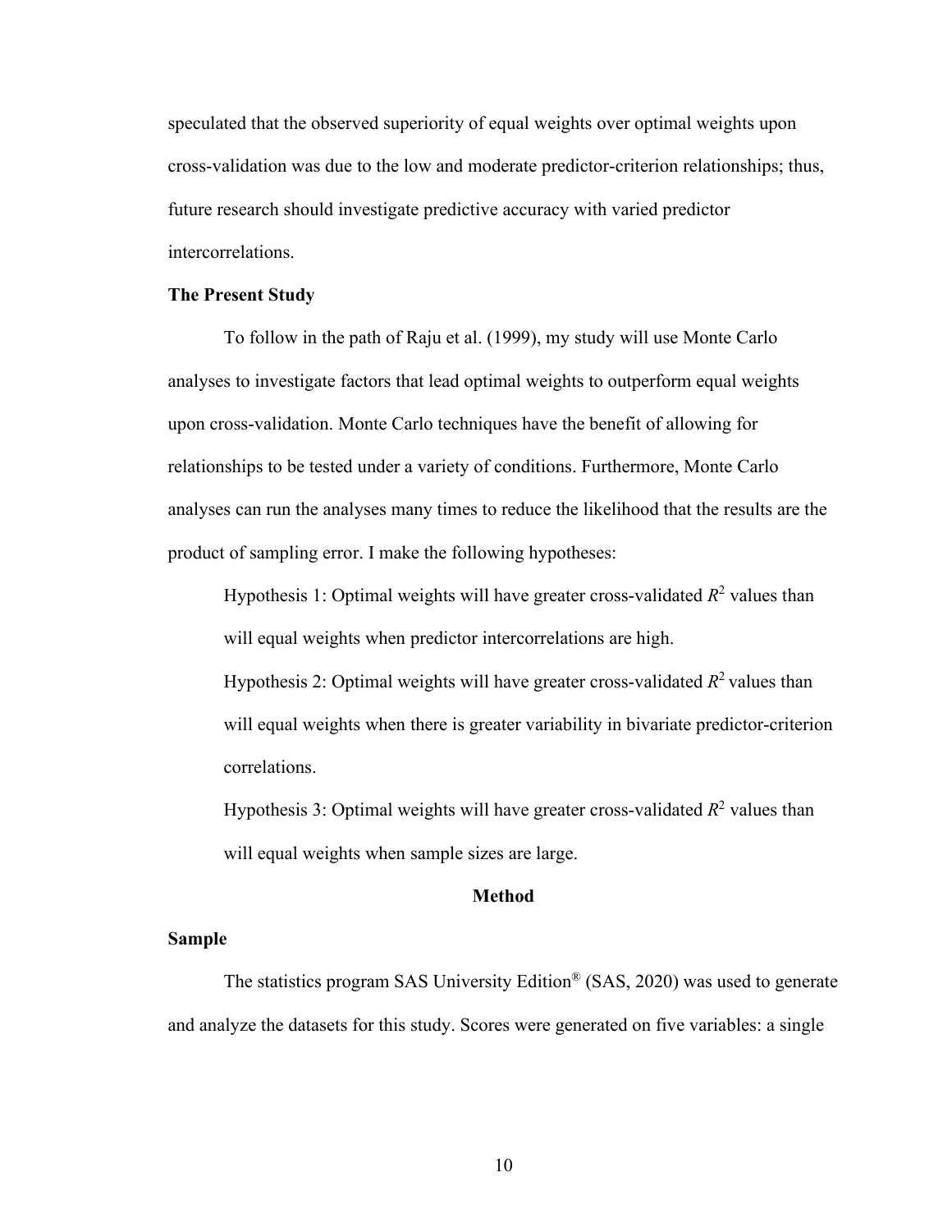speculated that the observed superiority of equal weights over optimal weights upon cross-validation was due to the low and moderate predictor-criterion relationships; thus, future research should investigate predictive accuracy with varied predictor intercorrelations.

### The Present Study

To follow in the path of Raju et al. (1999), my study will use Monte Carlo analyses to investigate factors that lead optimal weights to outperform equal weights upon cross-validation. Monte Carlo techniques have the benefit of allowing for relationships to be tested under a variety of conditions. Furthermore, Monte Carlo analyses can run the analyses many times to reduce the likelihood that the results are the product of sampling error. I make the following hypotheses:

Hypothesis 1: Optimal weights will have greater cross-validated $R^2$ values than will equal weights when predictor intercorrelations are high.

Hypothesis 2: Optimal weights will have greater cross-validated $R^2$ values than will equal weights when there is greater variability in bivariate predictor-criterion correlations.

Hypothesis 3: Optimal weights will have greater cross-validated $R^2$ values than will equal weights when sample sizes are large.

## Method

### Sample

The statistics program SAS University Edition® (SAS, 2020) was used to generate and analyze the datasets for this study. Scores were generated on five variables: a single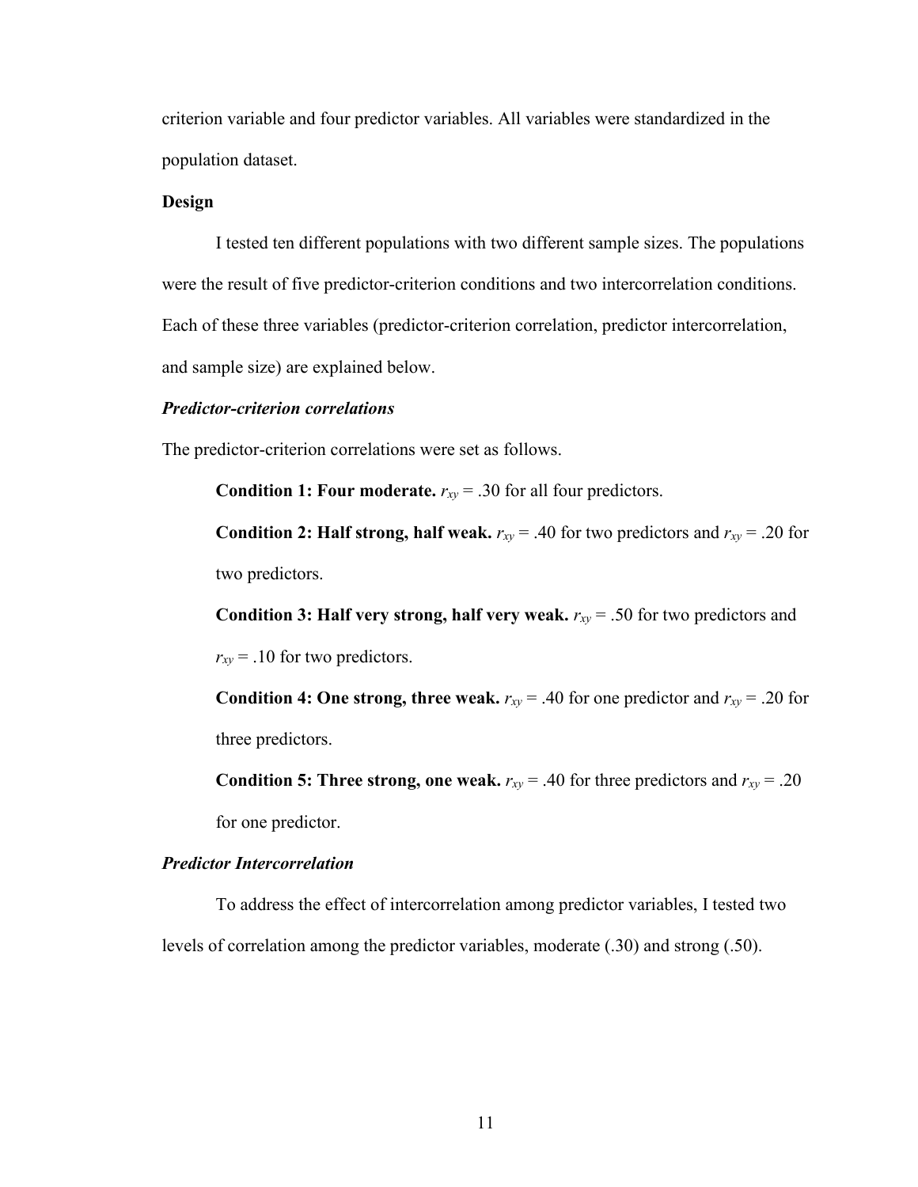criterion variable and four predictor variables. All variables were standardized in the population dataset.

## Design

I tested ten different populations with two different sample sizes. The populations were the result of five predictor-criterion conditions and two intercorrelation conditions. Each of these three variables (predictor-criterion correlation, predictor intercorrelation, and sample size) are explained below.

### *Predictor-criterion correlations*

The predictor-criterion correlations were set as follows.

**Condition 1: Four moderate.** $r_{xy}$ = .30 for all four predictors.

**Condition 2: Half strong, half weak.** $r_{xy}$ = .40 for two predictors and $r_{xy}$ = .20 for two predictors.

**Condition 3: Half very strong, half very weak.** $r_{xy}$ = .50 for two predictors and $r_{xy}$ = .10 for two predictors.

**Condition 4: One strong, three weak.** $r_{xy}$ = .40 for one predictor and $r_{xy}$ = .20 for three predictors.

**Condition 5: Three strong, one weak.** $r_{xy}$ = .40 for three predictors and $r_{xy}$ = .20 for one predictor.

### *Predictor Intercorrelation*

To address the effect of intercorrelation among predictor variables, I tested two levels of correlation among the predictor variables, moderate (.30) and strong (.50).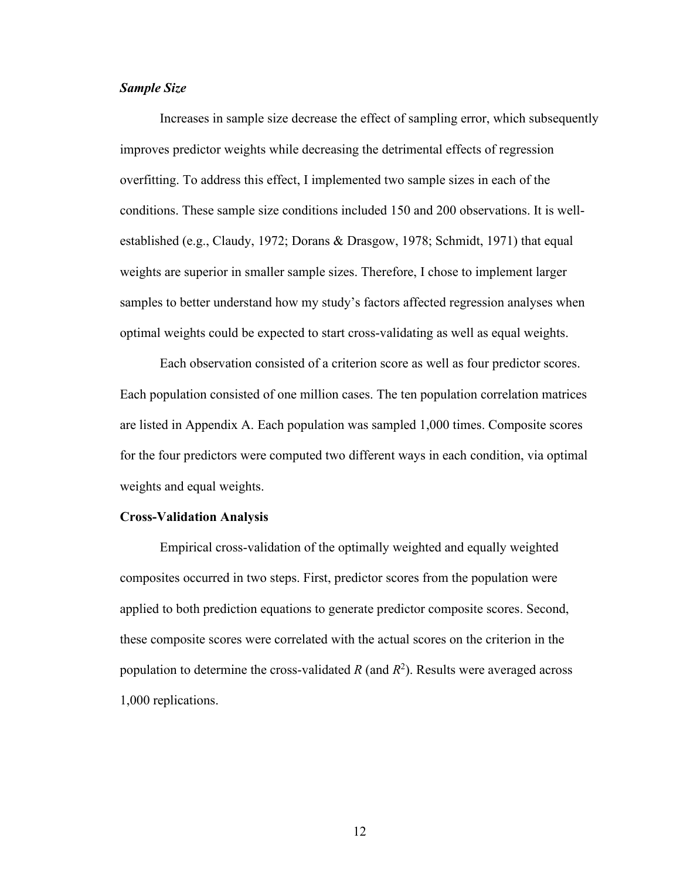### *Sample Size*

Increases in sample size decrease the effect of sampling error, which subsequently improves predictor weights while decreasing the detrimental effects of regression overfitting. To address this effect, I implemented two sample sizes in each of the conditions. These sample size conditions included 150 and 200 observations. It is well-established (e.g., Claudy, 1972; Dorans & Drasgow, 1978; Schmidt, 1971) that equal weights are superior in smaller sample sizes. Therefore, I chose to implement larger samples to better understand how my study's factors affected regression analyses when optimal weights could be expected to start cross-validating as well as equal weights.

Each observation consisted of a criterion score as well as four predictor scores. Each population consisted of one million cases. The ten population correlation matrices are listed in Appendix A. Each population was sampled 1,000 times. Composite scores for the four predictors were computed two different ways in each condition, via optimal weights and equal weights.

### Cross-Validation Analysis

Empirical cross-validation of the optimally weighted and equally weighted composites occurred in two steps. First, predictor scores from the population were applied to both prediction equations to generate predictor composite scores. Second, these composite scores were correlated with the actual scores on the criterion in the population to determine the cross-validated $R$ (and $R^2$). Results were averaged across 1,000 replications.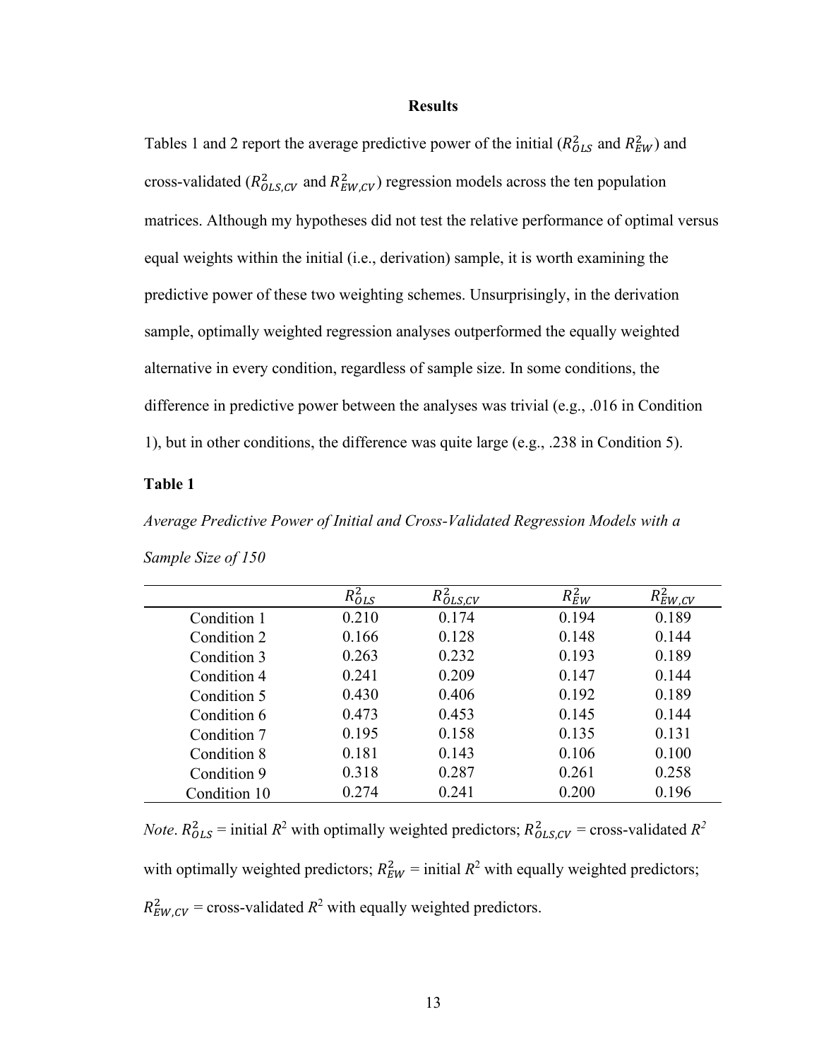## Results

Tables 1 and 2 report the average predictive power of the initial ($R^2_{OLS}$ and $R^2_{EW}$) and cross-validated ($R^2_{OLS,CV}$ and $R^2_{EW,CV}$) regression models across the ten population matrices. Although my hypotheses did not test the relative performance of optimal versus equal weights within the initial (i.e., derivation) sample, it is worth examining the predictive power of these two weighting schemes. Unsurprisingly, in the derivation sample, optimally weighted regression analyses outperformed the equally weighted alternative in every condition, regardless of sample size. In some conditions, the difference in predictive power between the analyses was trivial (e.g., .016 in Condition 1), but in other conditions, the difference was quite large (e.g., .238 in Condition 5).

**Table 1**

*Average Predictive Power of Initial and Cross-Validated Regression Models with a Sample Size of 150*

| | $R^2_{OLS}$ | $R^2_{OLS,CV}$ | $R^2_{EW}$ | $R^2_{EW,CV}$ |
|---|---|---|---|---|
| Condition 1 | 0.210 | 0.174 | 0.194 | 0.189 |
| Condition 2 | 0.166 | 0.128 | 0.148 | 0.144 |
| Condition 3 | 0.263 | 0.232 | 0.193 | 0.189 |
| Condition 4 | 0.241 | 0.209 | 0.147 | 0.144 |
| Condition 5 | 0.430 | 0.406 | 0.192 | 0.189 |
| Condition 6 | 0.473 | 0.453 | 0.145 | 0.144 |
| Condition 7 | 0.195 | 0.158 | 0.135 | 0.131 |
| Condition 8 | 0.181 | 0.143 | 0.106 | 0.100 |
| Condition 9 | 0.318 | 0.287 | 0.261 | 0.258 |
| Condition 10 | 0.274 | 0.241 | 0.200 | 0.196 |

*Note*. $R^2_{OLS}$ = initial $R^2$ with optimally weighted predictors; $R^2_{OLS,CV}$ = cross-validated $R^2$ with optimally weighted predictors; $R^2_{EW}$ = initial $R^2$ with equally weighted predictors; $R^2_{EW,CV}$ = cross-validated $R^2$ with equally weighted predictors.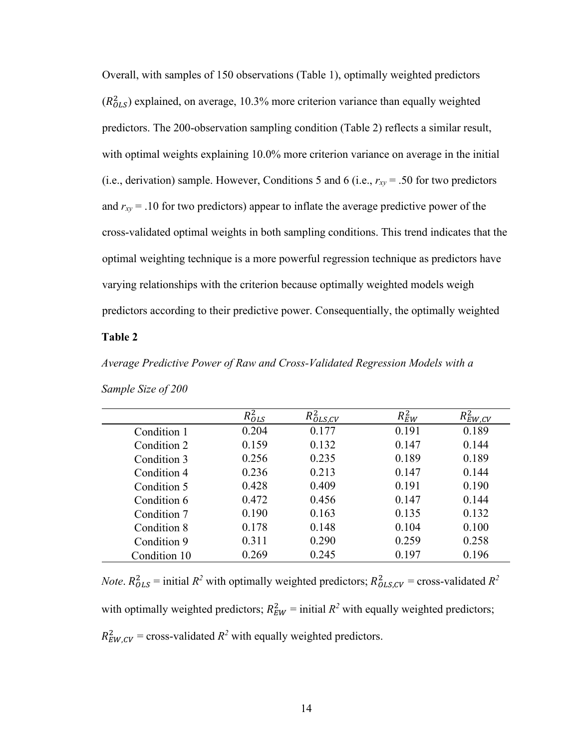Overall, with samples of 150 observations (Table 1), optimally weighted predictors ($R^2_{OLS}$) explained, on average, 10.3% more criterion variance than equally weighted predictors. The 200-observation sampling condition (Table 2) reflects a similar result, with optimal weights explaining 10.0% more criterion variance on average in the initial (i.e., derivation) sample. However, Conditions 5 and 6 (i.e., $r_{xy}$ = .50 for two predictors and $r_{xy}$ = .10 for two predictors) appear to inflate the average predictive power of the cross-validated optimal weights in both sampling conditions. This trend indicates that the optimal weighting technique is a more powerful regression technique as predictors have varying relationships with the criterion because optimally weighted models weigh predictors according to their predictive power. Consequentially, the optimally weighted

**Table 2**

*Average Predictive Power of Raw and Cross-Validated Regression Models with a Sample Size of 200*

| | $R^2_{OLS}$ | $R^2_{OLS,CV}$ | $R^2_{EW}$ | $R^2_{EW,CV}$ |
|---|---|---|---|---|
| Condition 1 | 0.204 | 0.177 | 0.191 | 0.189 |
| Condition 2 | 0.159 | 0.132 | 0.147 | 0.144 |
| Condition 3 | 0.256 | 0.235 | 0.189 | 0.189 |
| Condition 4 | 0.236 | 0.213 | 0.147 | 0.144 |
| Condition 5 | 0.428 | 0.409 | 0.191 | 0.190 |
| Condition 6 | 0.472 | 0.456 | 0.147 | 0.144 |
| Condition 7 | 0.190 | 0.163 | 0.135 | 0.132 |
| Condition 8 | 0.178 | 0.148 | 0.104 | 0.100 |
| Condition 9 | 0.311 | 0.290 | 0.259 | 0.258 |
| Condition 10 | 0.269 | 0.245 | 0.197 | 0.196 |

*Note*. $R^2_{OLS}$ = initial $R^2$ with optimally weighted predictors; $R^2_{OLS,CV}$ = cross-validated $R^2$ with optimally weighted predictors; $R^2_{EW}$ = initial $R^2$ with equally weighted predictors; $R^2_{EW,CV}$ = cross-validated $R^2$ with equally weighted predictors.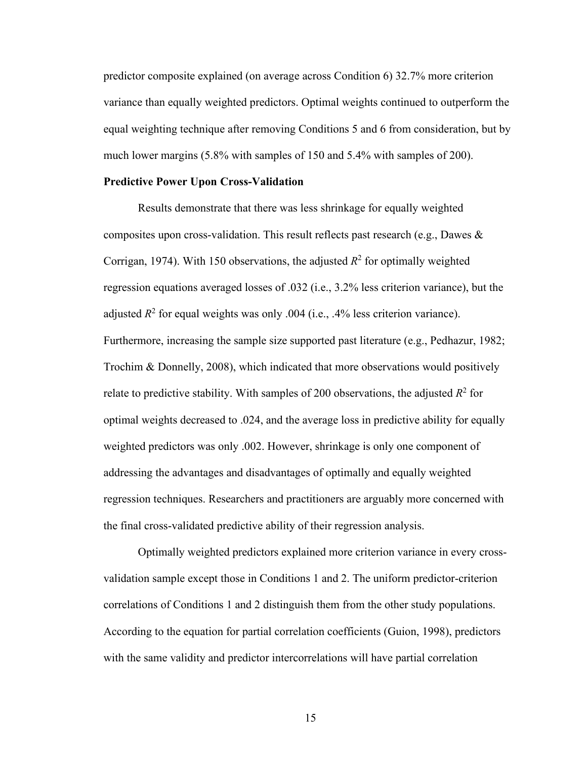predictor composite explained (on average across Condition 6) 32.7% more criterion variance than equally weighted predictors. Optimal weights continued to outperform the equal weighting technique after removing Conditions 5 and 6 from consideration, but by much lower margins (5.8% with samples of 150 and 5.4% with samples of 200).

**Predictive Power Upon Cross-Validation**

Results demonstrate that there was less shrinkage for equally weighted composites upon cross-validation. This result reflects past research (e.g., Dawes & Corrigan, 1974). With 150 observations, the adjusted $R^2$ for optimally weighted regression equations averaged losses of .032 (i.e., 3.2% less criterion variance), but the adjusted $R^2$ for equal weights was only .004 (i.e., .4% less criterion variance). Furthermore, increasing the sample size supported past literature (e.g., Pedhazur, 1982; Trochim & Donnelly, 2008), which indicated that more observations would positively relate to predictive stability. With samples of 200 observations, the adjusted $R^2$ for optimal weights decreased to .024, and the average loss in predictive ability for equally weighted predictors was only .002. However, shrinkage is only one component of addressing the advantages and disadvantages of optimally and equally weighted regression techniques. Researchers and practitioners are arguably more concerned with the final cross-validated predictive ability of their regression analysis.

Optimally weighted predictors explained more criterion variance in every cross-validation sample except those in Conditions 1 and 2. The uniform predictor-criterion correlations of Conditions 1 and 2 distinguish them from the other study populations. According to the equation for partial correlation coefficients (Guion, 1998), predictors with the same validity and predictor intercorrelations will have partial correlation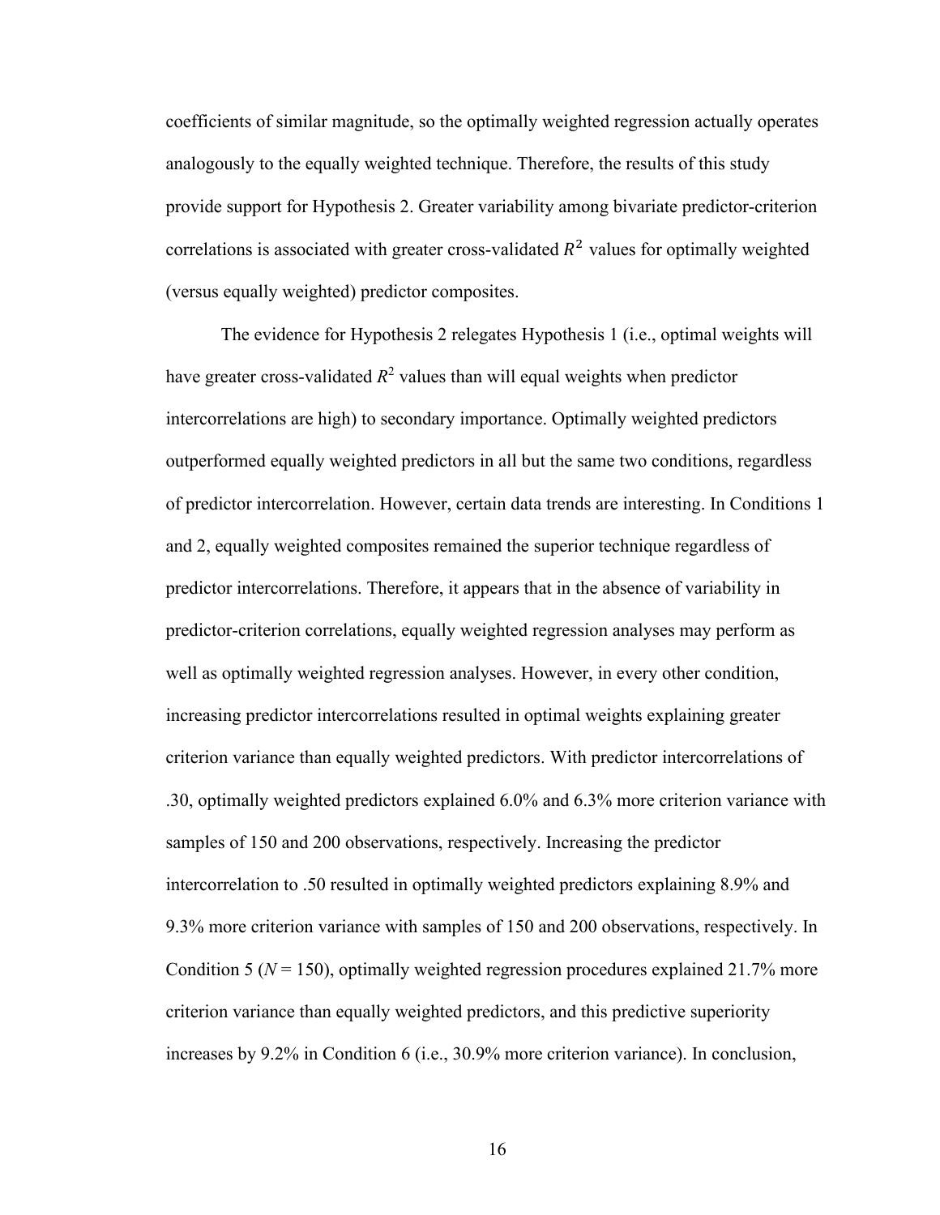coefficients of similar magnitude, so the optimally weighted regression actually operates analogously to the equally weighted technique. Therefore, the results of this study provide support for Hypothesis 2. Greater variability among bivariate predictor-criterion correlations is associated with greater cross-validated $R^2$ values for optimally weighted (versus equally weighted) predictor composites.

The evidence for Hypothesis 2 relegates Hypothesis 1 (i.e., optimal weights will have greater cross-validated $R^2$ values than will equal weights when predictor intercorrelations are high) to secondary importance. Optimally weighted predictors outperformed equally weighted predictors in all but the same two conditions, regardless of predictor intercorrelation. However, certain data trends are interesting. In Conditions 1 and 2, equally weighted composites remained the superior technique regardless of predictor intercorrelations. Therefore, it appears that in the absence of variability in predictor-criterion correlations, equally weighted regression analyses may perform as well as optimally weighted regression analyses. However, in every other condition, increasing predictor intercorrelations resulted in optimal weights explaining greater criterion variance than equally weighted predictors. With predictor intercorrelations of .30, optimally weighted predictors explained 6.0% and 6.3% more criterion variance with samples of 150 and 200 observations, respectively. Increasing the predictor intercorrelation to .50 resulted in optimally weighted predictors explaining 8.9% and 9.3% more criterion variance with samples of 150 and 200 observations, respectively. In Condition 5 ($N = 150$), optimally weighted regression procedures explained 21.7% more criterion variance than equally weighted predictors, and this predictive superiority increases by 9.2% in Condition 6 (i.e., 30.9% more criterion variance). In conclusion,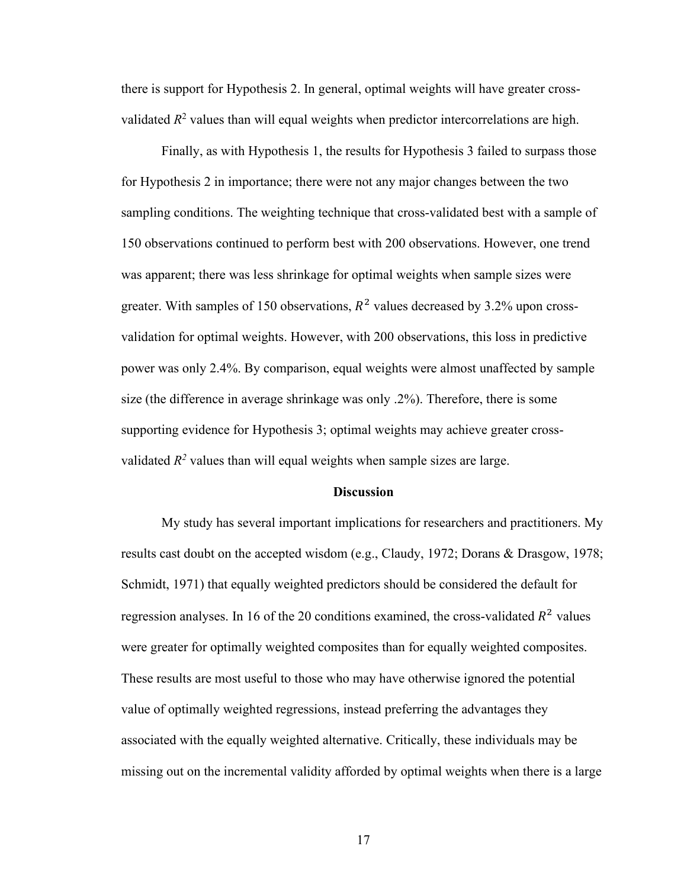there is support for Hypothesis 2. In general, optimal weights will have greater cross-validated $R^2$ values than will equal weights when predictor intercorrelations are high.

Finally, as with Hypothesis 1, the results for Hypothesis 3 failed to surpass those for Hypothesis 2 in importance; there were not any major changes between the two sampling conditions. The weighting technique that cross-validated best with a sample of 150 observations continued to perform best with 200 observations. However, one trend was apparent; there was less shrinkage for optimal weights when sample sizes were greater. With samples of 150 observations, $R^2$ values decreased by 3.2% upon cross-validation for optimal weights. However, with 200 observations, this loss in predictive power was only 2.4%. By comparison, equal weights were almost unaffected by sample size (the difference in average shrinkage was only .2%). Therefore, there is some supporting evidence for Hypothesis 3; optimal weights may achieve greater cross-validated $R^2$ values than will equal weights when sample sizes are large.

## Discussion

My study has several important implications for researchers and practitioners. My results cast doubt on the accepted wisdom (e.g., Claudy, 1972; Dorans & Drasgow, 1978; Schmidt, 1971) that equally weighted predictors should be considered the default for regression analyses. In 16 of the 20 conditions examined, the cross-validated $R^2$ values were greater for optimally weighted composites than for equally weighted composites. These results are most useful to those who may have otherwise ignored the potential value of optimally weighted regressions, instead preferring the advantages they associated with the equally weighted alternative. Critically, these individuals may be missing out on the incremental validity afforded by optimal weights when there is a large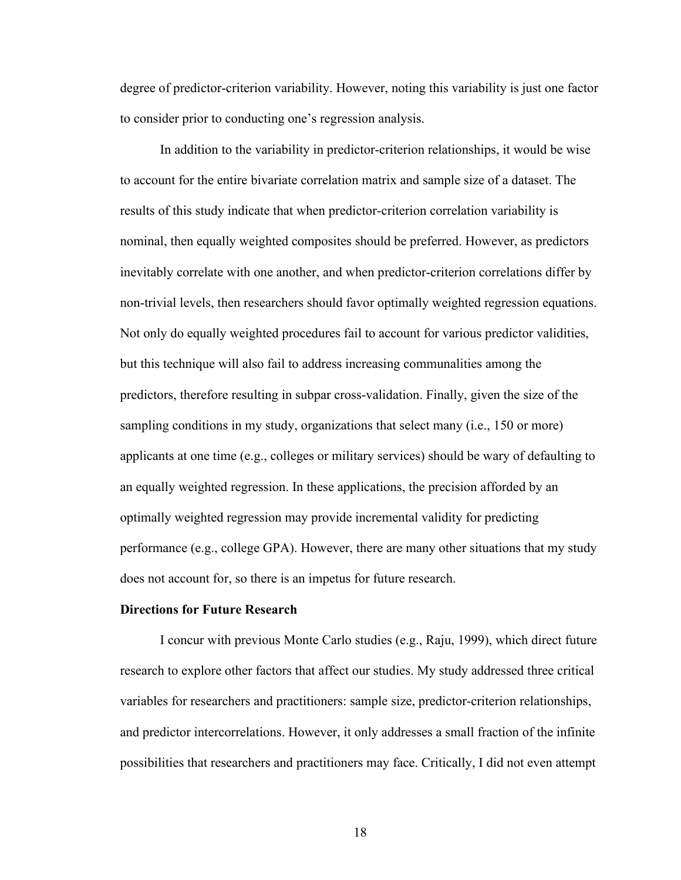degree of predictor-criterion variability. However, noting this variability is just one factor to consider prior to conducting one's regression analysis.

In addition to the variability in predictor-criterion relationships, it would be wise to account for the entire bivariate correlation matrix and sample size of a dataset. The results of this study indicate that when predictor-criterion correlation variability is nominal, then equally weighted composites should be preferred. However, as predictors inevitably correlate with one another, and when predictor-criterion correlations differ by non-trivial levels, then researchers should favor optimally weighted regression equations. Not only do equally weighted procedures fail to account for various predictor validities, but this technique will also fail to address increasing communalities among the predictors, therefore resulting in subpar cross-validation. Finally, given the size of the sampling conditions in my study, organizations that select many (i.e., 150 or more) applicants at one time (e.g., colleges or military services) should be wary of defaulting to an equally weighted regression. In these applications, the precision afforded by an optimally weighted regression may provide incremental validity for predicting performance (e.g., college GPA). However, there are many other situations that my study does not account for, so there is an impetus for future research.

**Directions for Future Research**

I concur with previous Monte Carlo studies (e.g., Raju, 1999), which direct future research to explore other factors that affect our studies. My study addressed three critical variables for researchers and practitioners: sample size, predictor-criterion relationships, and predictor intercorrelations. However, it only addresses a small fraction of the infinite possibilities that researchers and practitioners may face. Critically, I did not even attempt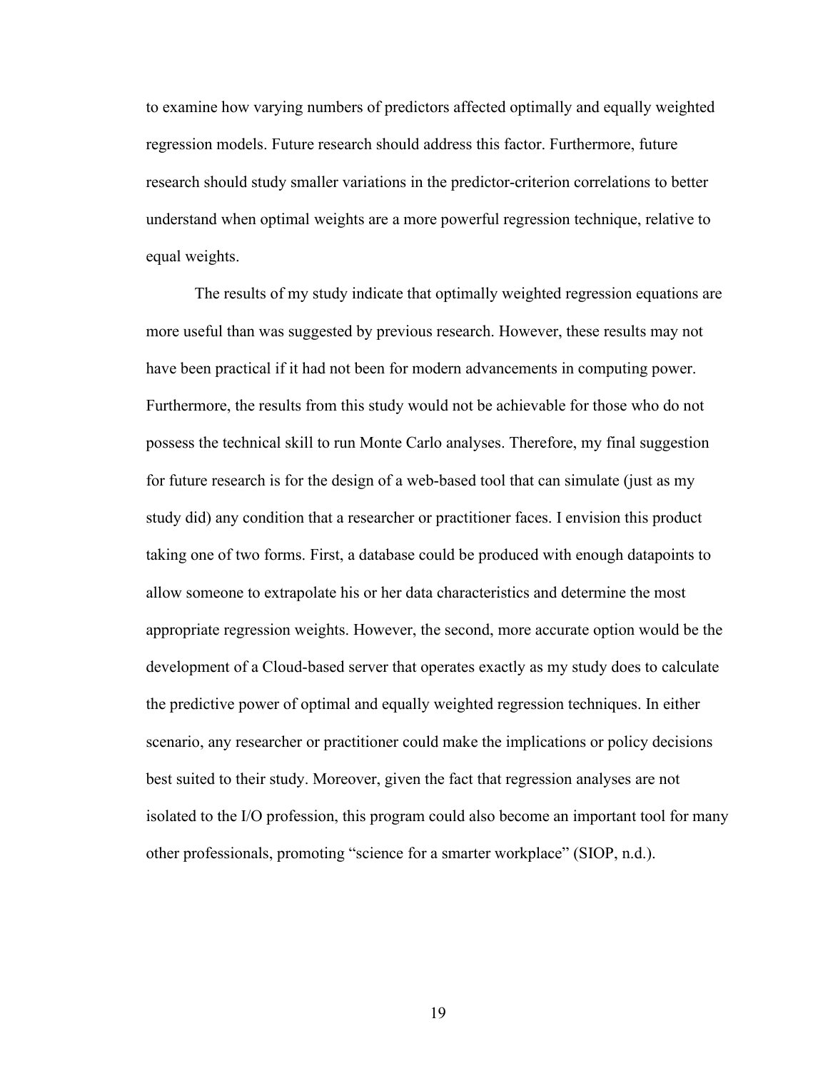to examine how varying numbers of predictors affected optimally and equally weighted regression models. Future research should address this factor. Furthermore, future research should study smaller variations in the predictor-criterion correlations to better understand when optimal weights are a more powerful regression technique, relative to equal weights.

The results of my study indicate that optimally weighted regression equations are more useful than was suggested by previous research. However, these results may not have been practical if it had not been for modern advancements in computing power. Furthermore, the results from this study would not be achievable for those who do not possess the technical skill to run Monte Carlo analyses. Therefore, my final suggestion for future research is for the design of a web-based tool that can simulate (just as my study did) any condition that a researcher or practitioner faces. I envision this product taking one of two forms. First, a database could be produced with enough datapoints to allow someone to extrapolate his or her data characteristics and determine the most appropriate regression weights. However, the second, more accurate option would be the development of a Cloud-based server that operates exactly as my study does to calculate the predictive power of optimal and equally weighted regression techniques. In either scenario, any researcher or practitioner could make the implications or policy decisions best suited to their study. Moreover, given the fact that regression analyses are not isolated to the I/O profession, this program could also become an important tool for many other professionals, promoting "science for a smarter workplace" (SIOP, n.d.).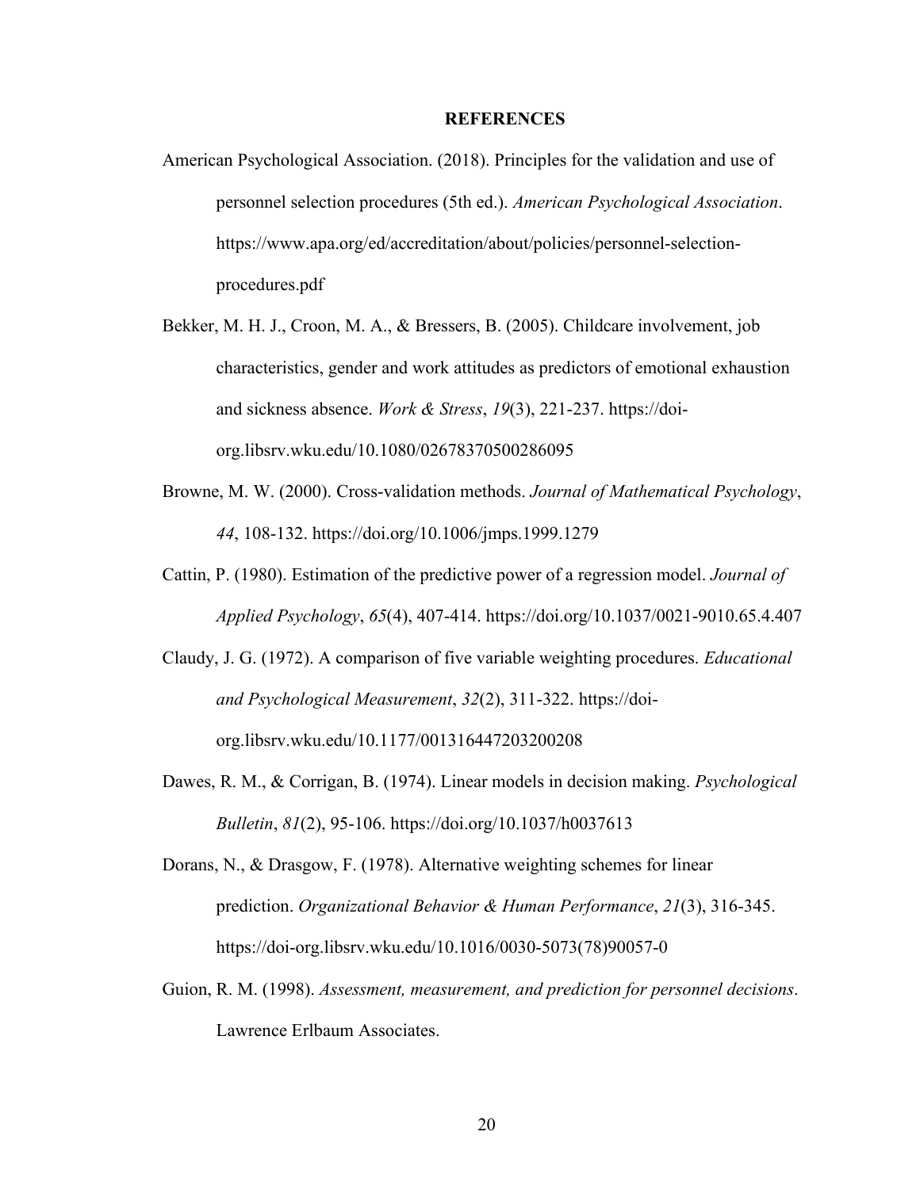# REFERENCES

American Psychological Association. (2018). Principles for the validation and use of personnel selection procedures (5th ed.). *American Psychological Association*. https://www.apa.org/ed/accreditation/about/policies/personnel-selection-procedures.pdf

Bekker, M. H. J., Croon, M. A., & Bressers, B. (2005). Childcare involvement, job characteristics, gender and work attitudes as predictors of emotional exhaustion and sickness absence. *Work & Stress*, *19*(3), 221-237. https://doi-org.libsrv.wku.edu/10.1080/02678370500286095

Browne, M. W. (2000). Cross-validation methods. *Journal of Mathematical Psychology*, *44*, 108-132. https://doi.org/10.1006/jmps.1999.1279

Cattin, P. (1980). Estimation of the predictive power of a regression model. *Journal of Applied Psychology*, *65*(4), 407-414. https://doi.org/10.1037/0021-9010.65.4.407

Claudy, J. G. (1972). A comparison of five variable weighting procedures. *Educational and Psychological Measurement*, *32*(2), 311-322. https://doi-org.libsrv.wku.edu/10.1177/001316447203200208

Dawes, R. M., & Corrigan, B. (1974). Linear models in decision making. *Psychological Bulletin*, *81*(2), 95-106. https://doi.org/10.1037/h0037613

Dorans, N., & Drasgow, F. (1978). Alternative weighting schemes for linear prediction. *Organizational Behavior & Human Performance*, *21*(3), 316-345. https://doi-org.libsrv.wku.edu/10.1016/0030-5073(78)90057-0

Guion, R. M. (1998). *Assessment, measurement, and prediction for personnel decisions*. Lawrence Erlbaum Associates.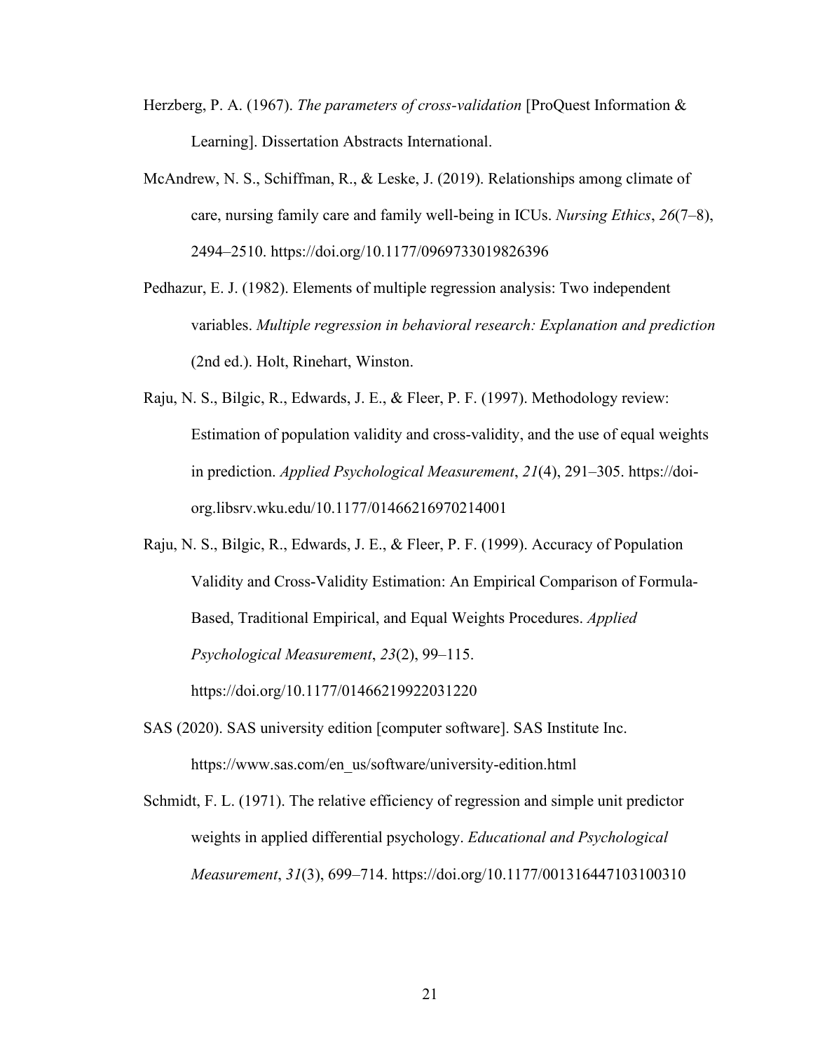Herzberg, P. A. (1967). *The parameters of cross-validation* [ProQuest Information & Learning]. Dissertation Abstracts International.

McAndrew, N. S., Schiffman, R., & Leske, J. (2019). Relationships among climate of care, nursing family care and family well-being in ICUs. *Nursing Ethics*, *26*(7–8), 2494–2510. https://doi.org/10.1177/0969733019826396

Pedhazur, E. J. (1982). Elements of multiple regression analysis: Two independent variables. *Multiple regression in behavioral research: Explanation and prediction* (2nd ed.). Holt, Rinehart, Winston.

Raju, N. S., Bilgic, R., Edwards, J. E., & Fleer, P. F. (1997). Methodology review: Estimation of population validity and cross-validity, and the use of equal weights in prediction. *Applied Psychological Measurement*, *21*(4), 291–305. https://doi-org.libsrv.wku.edu/10.1177/01466216970214001

Raju, N. S., Bilgic, R., Edwards, J. E., & Fleer, P. F. (1999). Accuracy of Population Validity and Cross-Validity Estimation: An Empirical Comparison of Formula-Based, Traditional Empirical, and Equal Weights Procedures. *Applied Psychological Measurement*, *23*(2), 99–115. https://doi.org/10.1177/01466219922031220

SAS (2020). SAS university edition [computer software]. SAS Institute Inc. https://www.sas.com/en_us/software/university-edition.html

Schmidt, F. L. (1971). The relative efficiency of regression and simple unit predictor weights in applied differential psychology. *Educational and Psychological Measurement*, *31*(3), 699–714. https://doi.org/10.1177/001316447103100310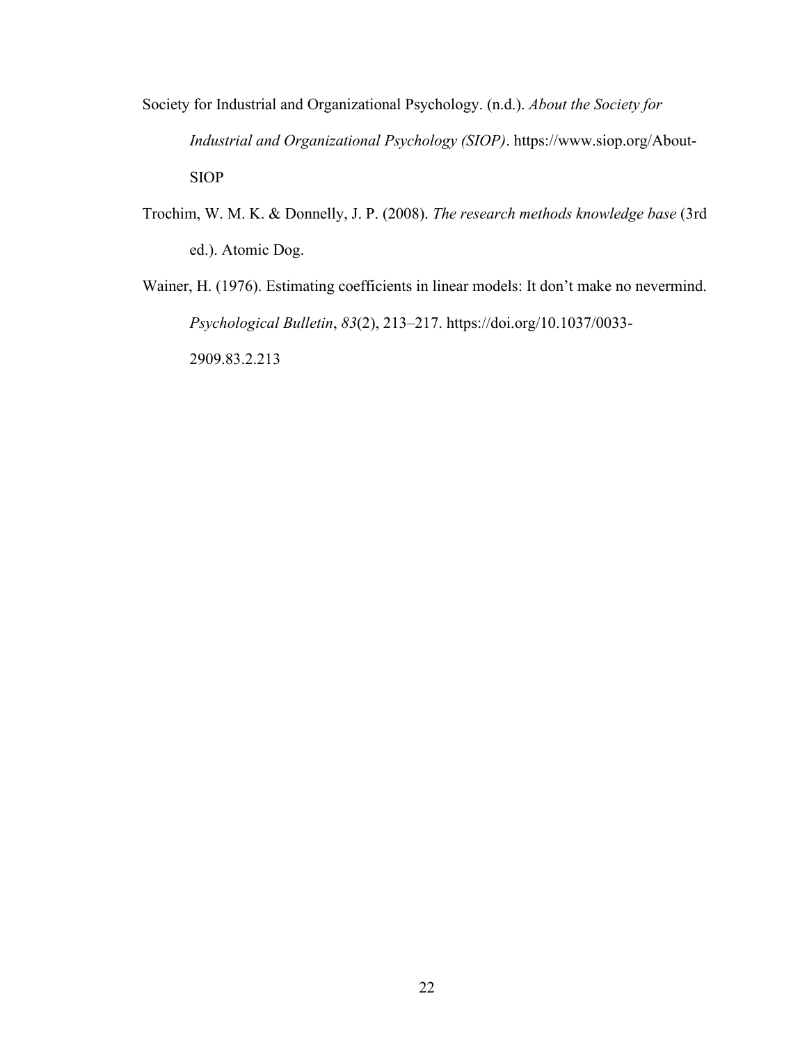Society for Industrial and Organizational Psychology. (n.d.). *About the Society for Industrial and Organizational Psychology (SIOP)*. https://www.siop.org/About-SIOP

Trochim, W. M. K. & Donnelly, J. P. (2008). *The research methods knowledge base* (3rd ed.). Atomic Dog.

Wainer, H. (1976). Estimating coefficients in linear models: It don't make no nevermind. *Psychological Bulletin*, *83*(2), 213–217. https://doi.org/10.1037/0033-2909.83.2.213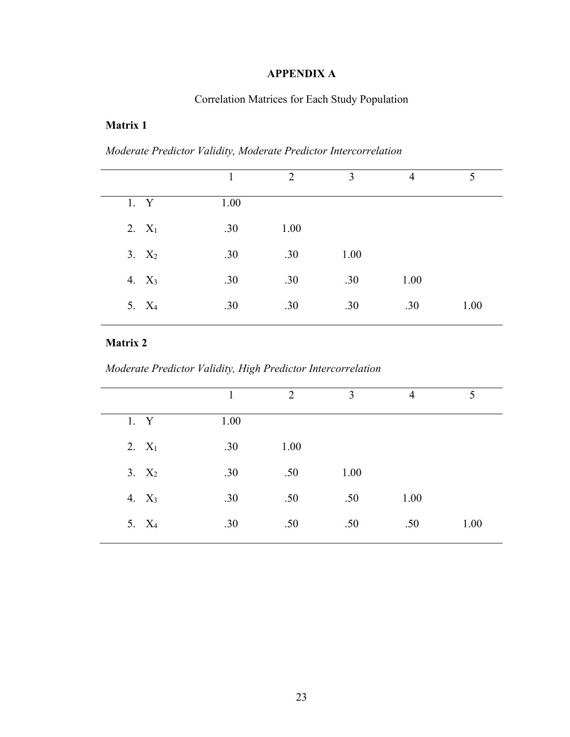# APPENDIX A

Correlation Matrices for Each Study Population

**Matrix 1**

*Moderate Predictor Validity, Moderate Predictor Intercorrelation*

| | 1 | 2 | 3 | 4 | 5 |
|---|---|---|---|---|---|
| 1. Y | 1.00 | | | | |
| 2. $X_1$ | .30 | 1.00 | | | |
| 3. $X_2$ | .30 | .30 | 1.00 | | |
| 4. $X_3$ | .30 | .30 | .30 | 1.00 | |
| 5. $X_4$ | .30 | .30 | .30 | .30 | 1.00 |

**Matrix 2**

*Moderate Predictor Validity, High Predictor Intercorrelation*

| | 1 | 2 | 3 | 4 | 5 |
|---|---|---|---|---|---|
| 1. Y | 1.00 | | | | |
| 2. $X_1$ | .30 | 1.00 | | | |
| 3. $X_2$ | .30 | .50 | 1.00 | | |
| 4. $X_3$ | .30 | .50 | .50 | 1.00 | |
| 5. $X_4$ | .30 | .50 | .50 | .50 | 1.00 |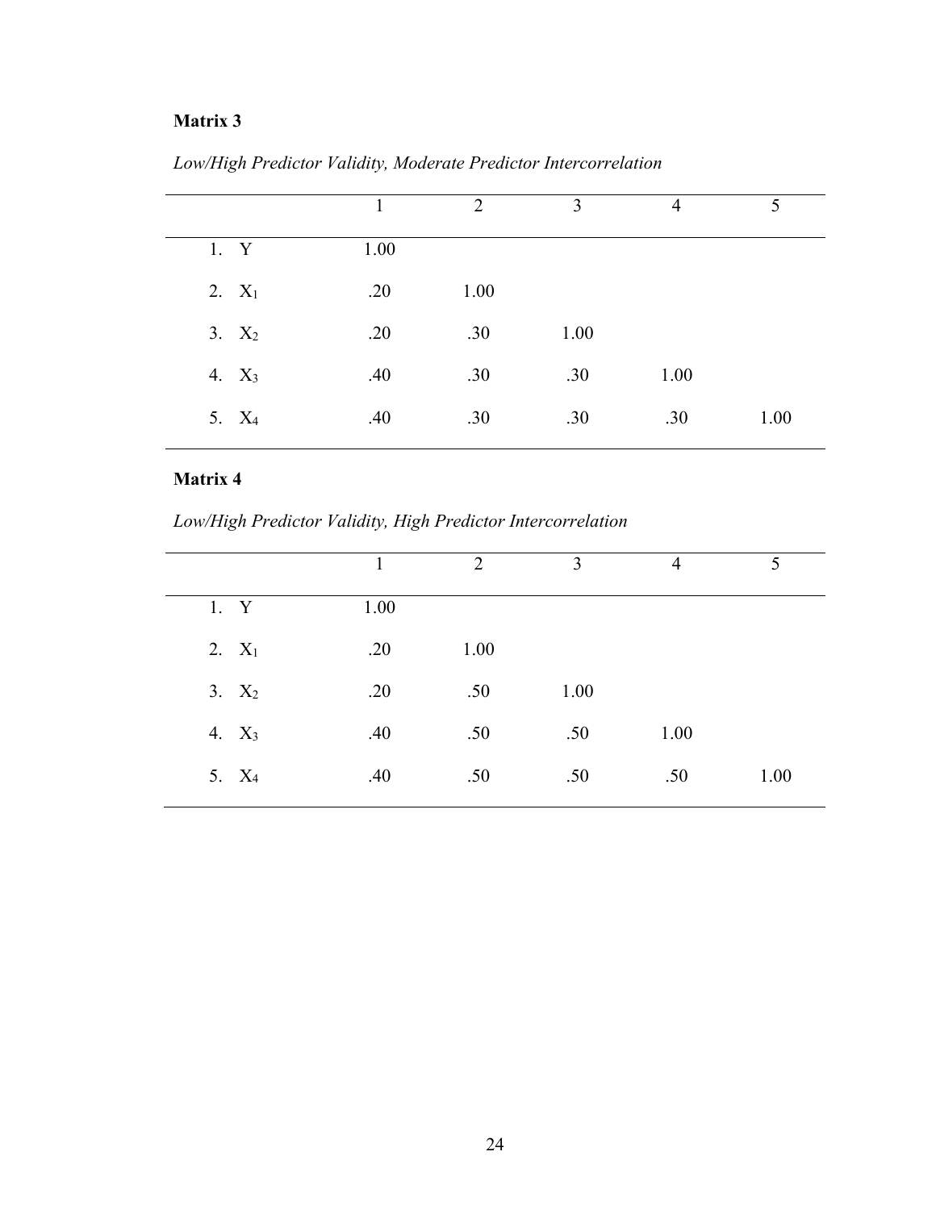**Matrix 3**

*Low/High Predictor Validity, Moderate Predictor Intercorrelation*

| | 1 | 2 | 3 | 4 | 5 |
|---|---|---|---|---|---|
| 1. Y | 1.00 | | | | |
| 2. $X_1$ | .20 | 1.00 | | | |
| 3. $X_2$ | .20 | .30 | 1.00 | | |
| 4. $X_3$ | .40 | .30 | .30 | 1.00 | |
| 5. $X_4$ | .40 | .30 | .30 | .30 | 1.00 |

**Matrix 4**

*Low/High Predictor Validity, High Predictor Intercorrelation*

| | 1 | 2 | 3 | 4 | 5 |
|---|---|---|---|---|---|
| 1. Y | 1.00 | | | | |
| 2. $X_1$ | .20 | 1.00 | | | |
| 3. $X_2$ | .20 | .50 | 1.00 | | |
| 4. $X_3$ | .40 | .50 | .50 | 1.00 | |
| 5. $X_4$ | .40 | .50 | .50 | .50 | 1.00 |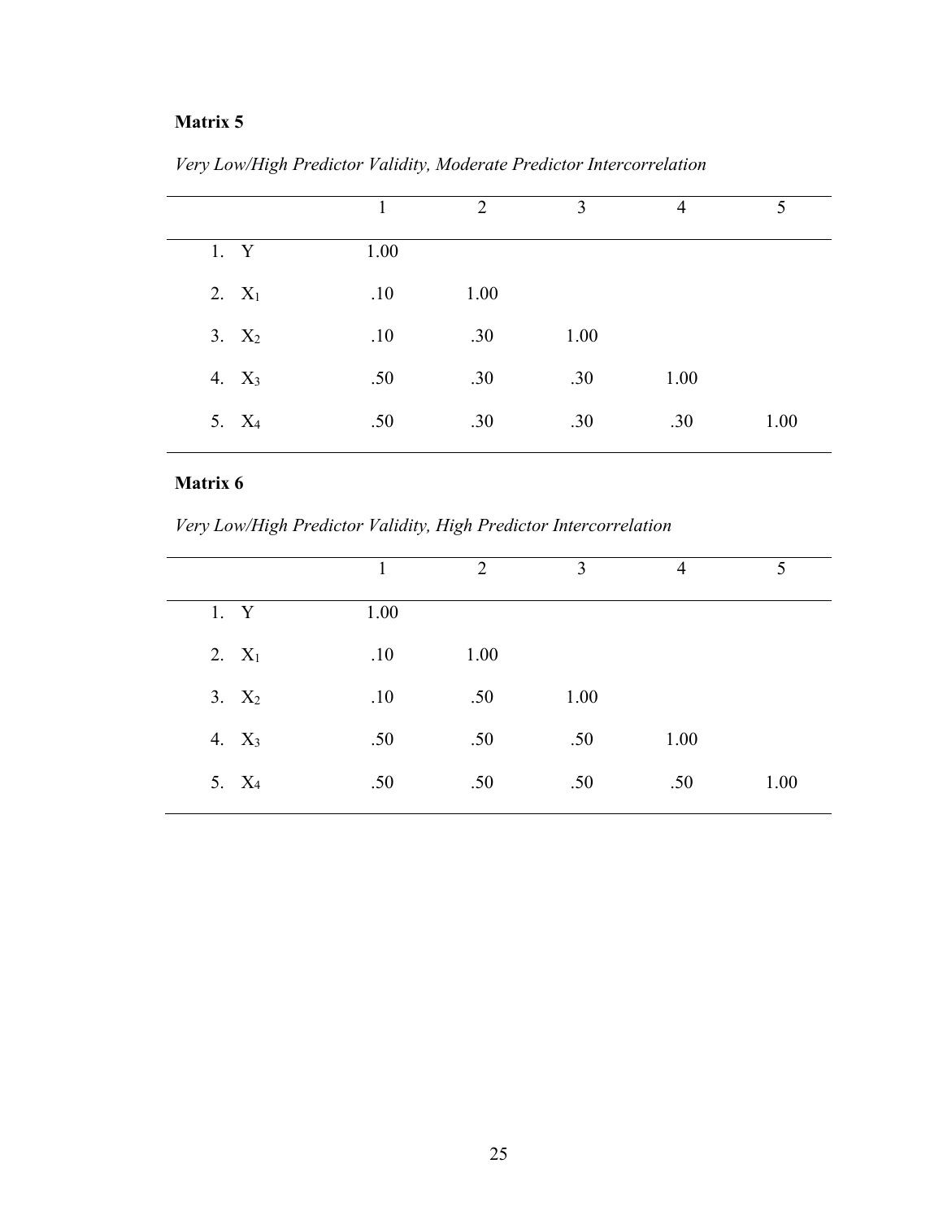**Matrix 5**

*Very Low/High Predictor Validity, Moderate Predictor Intercorrelation*

| | 1 | 2 | 3 | 4 | 5 |
|---|---|---|---|---|---|
| 1. Y | 1.00 | | | | |
| 2. $X_1$ | .10 | 1.00 | | | |
| 3. $X_2$ | .10 | .30 | 1.00 | | |
| 4. $X_3$ | .50 | .30 | .30 | 1.00 | |
| 5. $X_4$ | .50 | .30 | .30 | .30 | 1.00 |

**Matrix 6**

*Very Low/High Predictor Validity, High Predictor Intercorrelation*

| | 1 | 2 | 3 | 4 | 5 |
|---|---|---|---|---|---|
| 1. Y | 1.00 | | | | |
| 2. $X_1$ | .10 | 1.00 | | | |
| 3. $X_2$ | .10 | .50 | 1.00 | | |
| 4. $X_3$ | .50 | .50 | .50 | 1.00 | |
| 5. $X_4$ | .50 | .50 | .50 | .50 | 1.00 |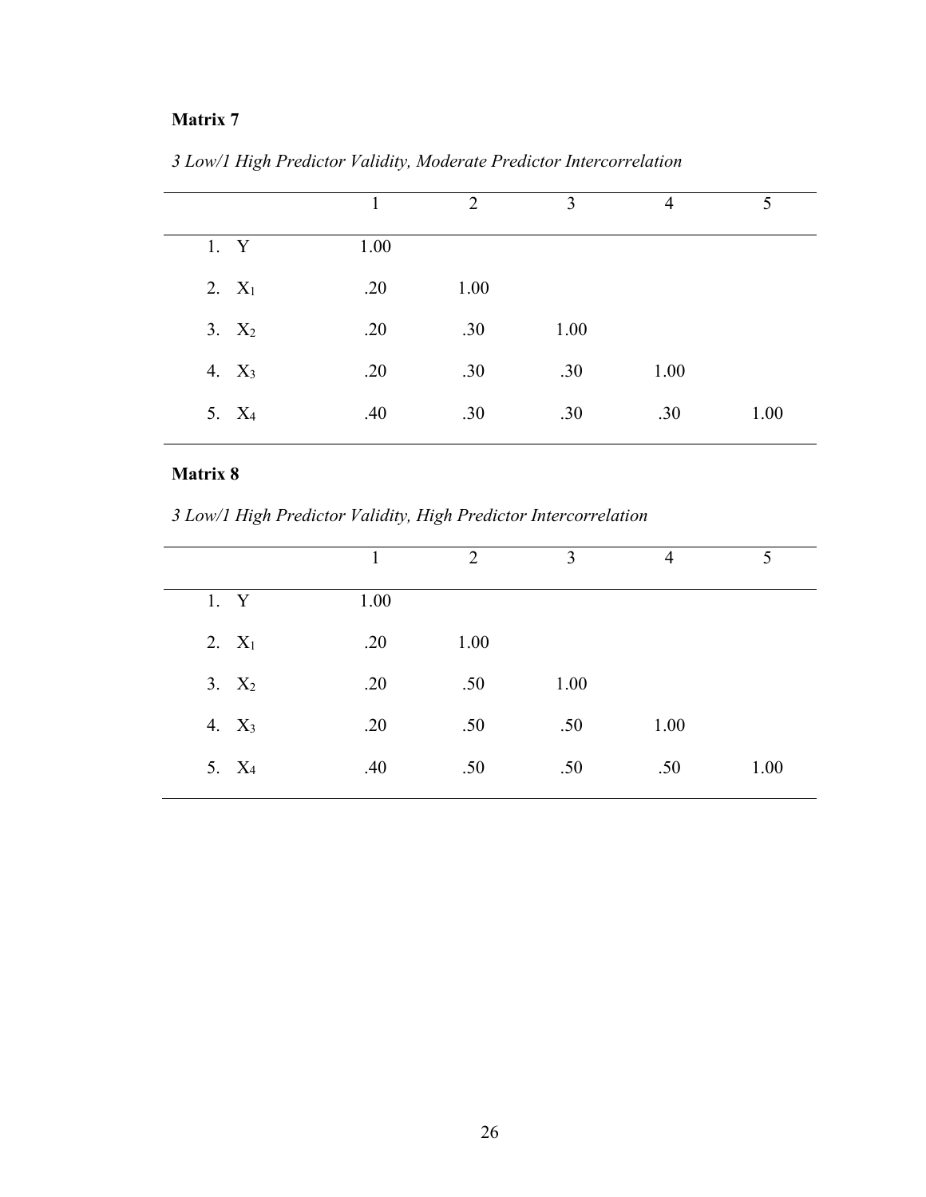**Matrix 7**

*3 Low/1 High Predictor Validity, Moderate Predictor Intercorrelation*

| | 1 | 2 | 3 | 4 | 5 |
|---|---|---|---|---|---|
| 1. Y | 1.00 | | | | |
| 2. $X_1$ | .20 | 1.00 | | | |
| 3. $X_2$ | .20 | .30 | 1.00 | | |
| 4. $X_3$ | .20 | .30 | .30 | 1.00 | |
| 5. $X_4$ | .40 | .30 | .30 | .30 | 1.00 |

**Matrix 8**

*3 Low/1 High Predictor Validity, High Predictor Intercorrelation*

| | 1 | 2 | 3 | 4 | 5 |
|---|---|---|---|---|---|
| 1. Y | 1.00 | | | | |
| 2. $X_1$ | .20 | 1.00 | | | |
| 3. $X_2$ | .20 | .50 | 1.00 | | |
| 4. $X_3$ | .20 | .50 | .50 | 1.00 | |
| 5. $X_4$ | .40 | .50 | .50 | .50 | 1.00 |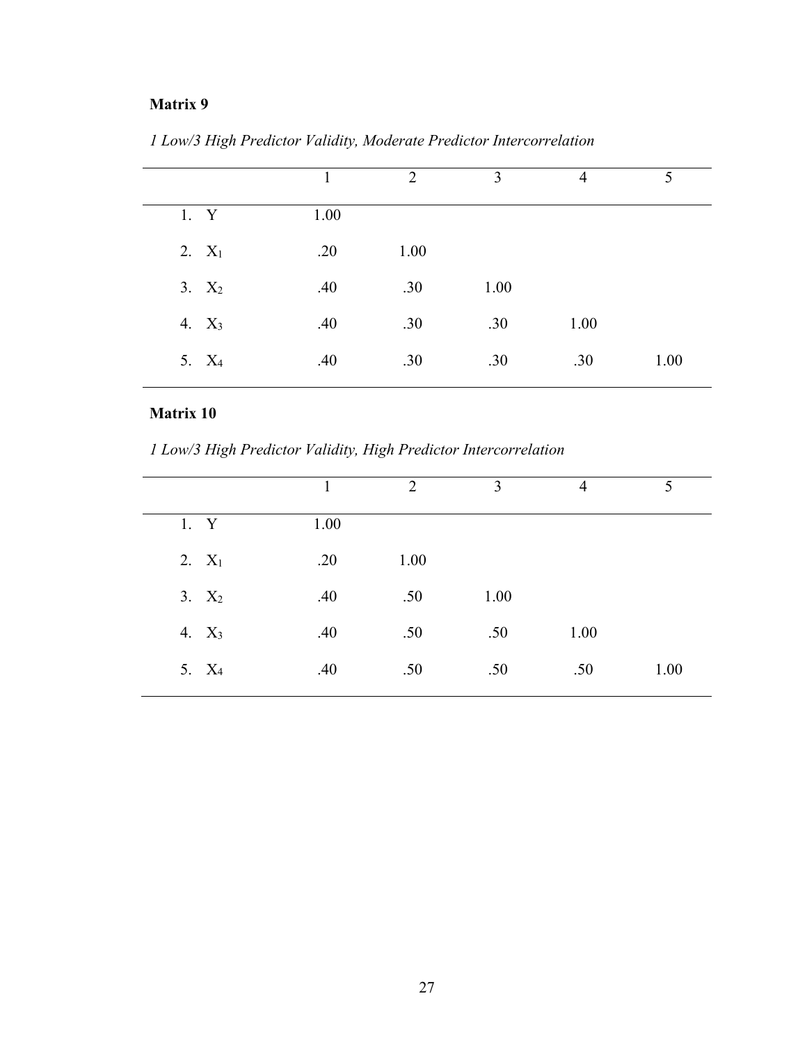**Matrix 9**

*1 Low/3 High Predictor Validity, Moderate Predictor Intercorrelation*

| | 1 | 2 | 3 | 4 | 5 |
|---|---|---|---|---|---|
| 1. Y | 1.00 | | | | |
| 2. $X_1$ | .20 | 1.00 | | | |
| 3. $X_2$ | .40 | .30 | 1.00 | | |
| 4. $X_3$ | .40 | .30 | .30 | 1.00 | |
| 5. $X_4$ | .40 | .30 | .30 | .30 | 1.00 |

**Matrix 10**

*1 Low/3 High Predictor Validity, High Predictor Intercorrelation*

| | 1 | 2 | 3 | 4 | 5 |
|---|---|---|---|---|---|
| 1. Y | 1.00 | | | | |
| 2. $X_1$ | .20 | 1.00 | | | |
| 3. $X_2$ | .40 | .50 | 1.00 | | |
| 4. $X_3$ | .40 | .50 | .50 | 1.00 | |
| 5. $X_4$ | .40 | .50 | .50 | .50 | 1.00 |